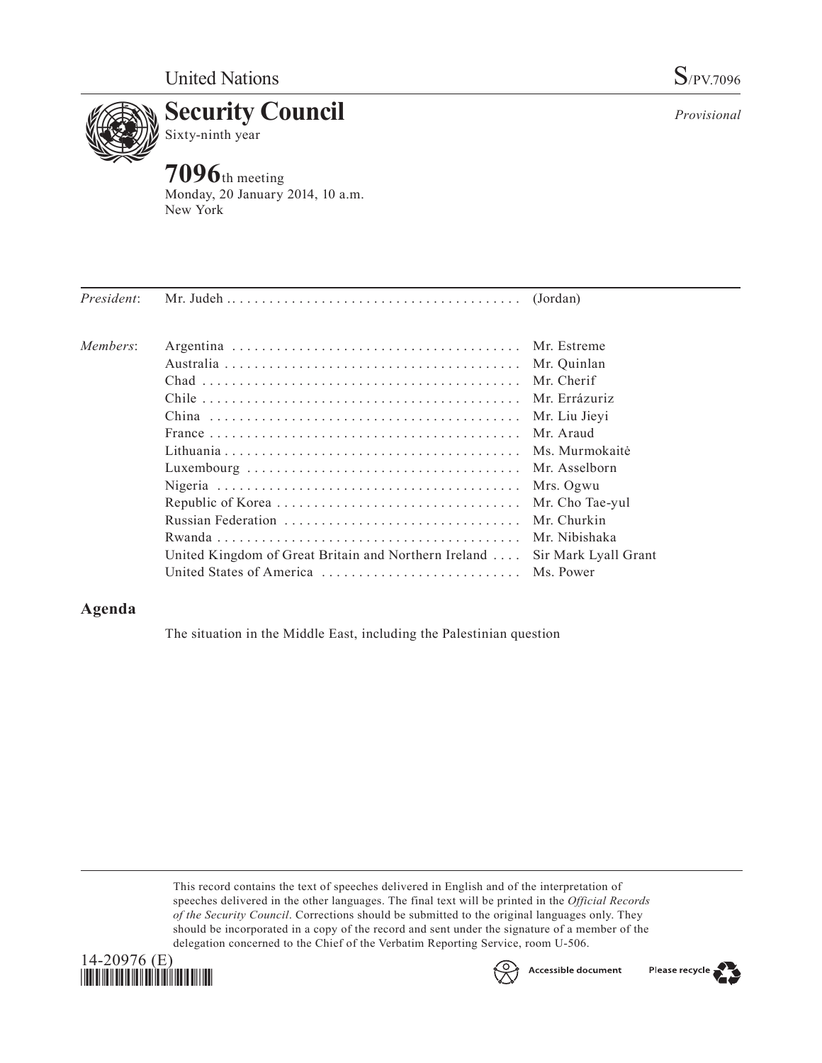United Nations

S/PV.7096

# Security Council

Sixty-ninth year

*Provisional*

## 7096th meeting

Monday, 20 January 2014, 10 a.m.
New York

| | | |
|---|---|---|
| *President*: | Mr. Judeh | (Jordan) |
| *Members*: | Argentina | Mr. Estreme |
| | Australia | Mr. Quinlan |
| | Chad | Mr. Cherif |
| | Chile | Mr. Errázuriz |
| | China | Mr. Liu Jieyi |
| | France | Mr. Araud |
| | Lithuania | Ms. Murmokaitė |
| | Luxembourg | Mr. Asselborn |
| | Nigeria | Mrs. Ogwu |
| | Republic of Korea | Mr. Cho Tae-yul |
| | Russian Federation | Mr. Churkin |
| | Rwanda | Mr. Nibishaka |
| | United Kingdom of Great Britain and Northern Ireland | Sir Mark Lyall Grant |
| | United States of America | Ms. Power |

## Agenda

The situation in the Middle East, including the Palestinian question

This record contains the text of speeches delivered in English and of the interpretation of speeches delivered in the other languages. The final text will be printed in the *Official Records of the Security Council*. Corrections should be submitted to the original languages only. They should be incorporated in a copy of the record and sent under the signature of a member of the delegation concerned to the Chief of the Verbatim Reporting Service, room U-506.

14-20976 (E)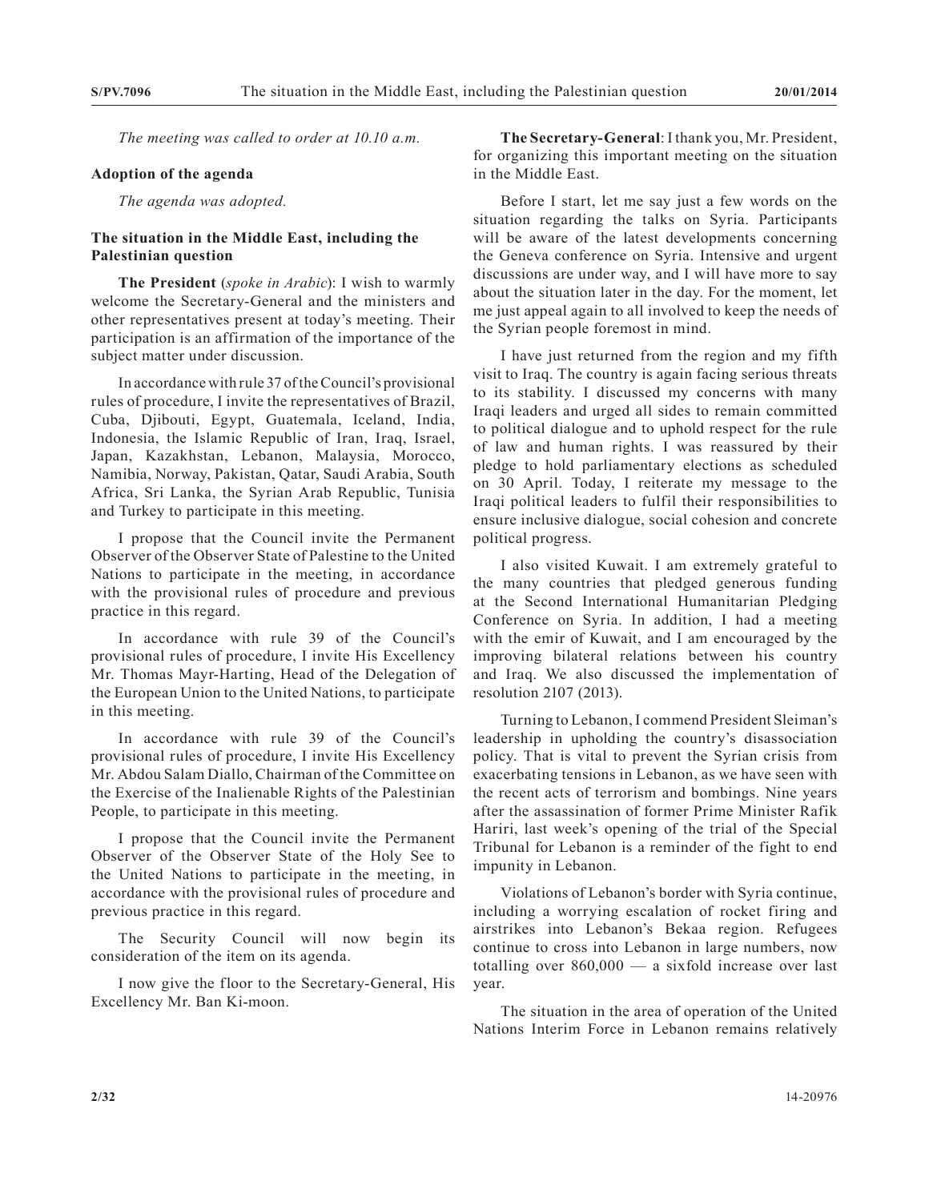*The meeting was called to order at 10.10 a.m.*

**Adoption of the agenda**

*The agenda was adopted.*

**The situation in the Middle East, including the Palestinian question**

**The President** (*spoke in Arabic*): I wish to warmly welcome the Secretary-General and the ministers and other representatives present at today's meeting. Their participation is an affirmation of the importance of the subject matter under discussion.

In accordance with rule 37 of the Council's provisional rules of procedure, I invite the representatives of Brazil, Cuba, Djibouti, Egypt, Guatemala, Iceland, India, Indonesia, the Islamic Republic of Iran, Iraq, Israel, Japan, Kazakhstan, Lebanon, Malaysia, Morocco, Namibia, Norway, Pakistan, Qatar, Saudi Arabia, South Africa, Sri Lanka, the Syrian Arab Republic, Tunisia and Turkey to participate in this meeting.

I propose that the Council invite the Permanent Observer of the Observer State of Palestine to the United Nations to participate in the meeting, in accordance with the provisional rules of procedure and previous practice in this regard.

In accordance with rule 39 of the Council's provisional rules of procedure, I invite His Excellency Mr. Thomas Mayr-Harting, Head of the Delegation of the European Union to the United Nations, to participate in this meeting.

In accordance with rule 39 of the Council's provisional rules of procedure, I invite His Excellency Mr. Abdou Salam Diallo, Chairman of the Committee on the Exercise of the Inalienable Rights of the Palestinian People, to participate in this meeting.

I propose that the Council invite the Permanent Observer of the Observer State of the Holy See to the United Nations to participate in the meeting, in accordance with the provisional rules of procedure and previous practice in this regard.

The Security Council will now begin its consideration of the item on its agenda.

I now give the floor to the Secretary-General, His Excellency Mr. Ban Ki-moon.

**The Secretary-General**: I thank you, Mr. President, for organizing this important meeting on the situation in the Middle East.

Before I start, let me say just a few words on the situation regarding the talks on Syria. Participants will be aware of the latest developments concerning the Geneva conference on Syria. Intensive and urgent discussions are under way, and I will have more to say about the situation later in the day. For the moment, let me just appeal again to all involved to keep the needs of the Syrian people foremost in mind.

I have just returned from the region and my fifth visit to Iraq. The country is again facing serious threats to its stability. I discussed my concerns with many Iraqi leaders and urged all sides to remain committed to political dialogue and to uphold respect for the rule of law and human rights. I was reassured by their pledge to hold parliamentary elections as scheduled on 30 April. Today, I reiterate my message to the Iraqi political leaders to fulfil their responsibilities to ensure inclusive dialogue, social cohesion and concrete political progress.

I also visited Kuwait. I am extremely grateful to the many countries that pledged generous funding at the Second International Humanitarian Pledging Conference on Syria. In addition, I had a meeting with the emir of Kuwait, and I am encouraged by the improving bilateral relations between his country and Iraq. We also discussed the implementation of resolution 2107 (2013).

Turning to Lebanon, I commend President Sleiman's leadership in upholding the country's disassociation policy. That is vital to prevent the Syrian crisis from exacerbating tensions in Lebanon, as we have seen with the recent acts of terrorism and bombings. Nine years after the assassination of former Prime Minister Rafik Hariri, last week's opening of the trial of the Special Tribunal for Lebanon is a reminder of the fight to end impunity in Lebanon.

Violations of Lebanon's border with Syria continue, including a worrying escalation of rocket firing and airstrikes into Lebanon's Bekaa region. Refugees continue to cross into Lebanon in large numbers, now totalling over 860,000 — a sixfold increase over last year.

The situation in the area of operation of the United Nations Interim Force in Lebanon remains relatively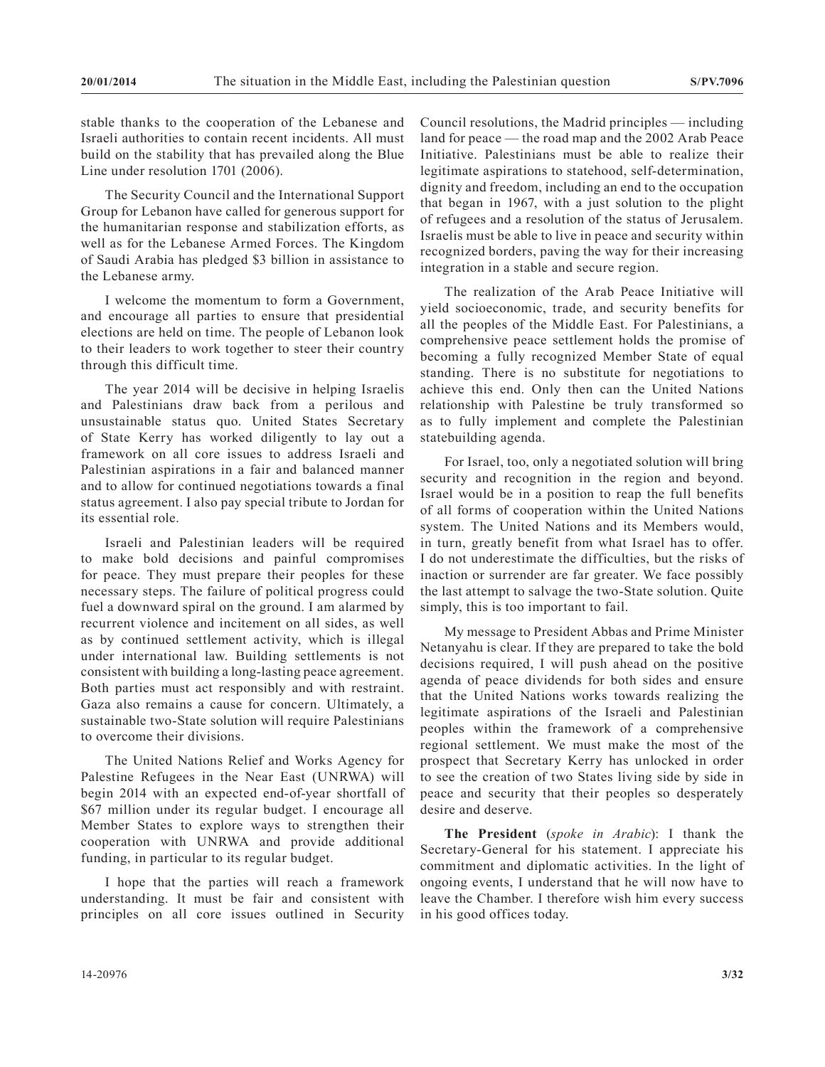stable thanks to the cooperation of the Lebanese and Israeli authorities to contain recent incidents. All must build on the stability that has prevailed along the Blue Line under resolution 1701 (2006).

The Security Council and the International Support Group for Lebanon have called for generous support for the humanitarian response and stabilization efforts, as well as for the Lebanese Armed Forces. The Kingdom of Saudi Arabia has pledged \$3 billion in assistance to the Lebanese army.

I welcome the momentum to form a Government, and encourage all parties to ensure that presidential elections are held on time. The people of Lebanon look to their leaders to work together to steer their country through this difficult time.

The year 2014 will be decisive in helping Israelis and Palestinians draw back from a perilous and unsustainable status quo. United States Secretary of State Kerry has worked diligently to lay out a framework on all core issues to address Israeli and Palestinian aspirations in a fair and balanced manner and to allow for continued negotiations towards a final status agreement. I also pay special tribute to Jordan for its essential role.

Israeli and Palestinian leaders will be required to make bold decisions and painful compromises for peace. They must prepare their peoples for these necessary steps. The failure of political progress could fuel a downward spiral on the ground. I am alarmed by recurrent violence and incitement on all sides, as well as by continued settlement activity, which is illegal under international law. Building settlements is not consistent with building a long-lasting peace agreement. Both parties must act responsibly and with restraint. Gaza also remains a cause for concern. Ultimately, a sustainable two-State solution will require Palestinians to overcome their divisions.

The United Nations Relief and Works Agency for Palestine Refugees in the Near East (UNRWA) will begin 2014 with an expected end-of-year shortfall of \$67 million under its regular budget. I encourage all Member States to explore ways to strengthen their cooperation with UNRWA and provide additional funding, in particular to its regular budget.

I hope that the parties will reach a framework understanding. It must be fair and consistent with principles on all core issues outlined in Security Council resolutions, the Madrid principles — including land for peace — the road map and the 2002 Arab Peace Initiative. Palestinians must be able to realize their legitimate aspirations to statehood, self-determination, dignity and freedom, including an end to the occupation that began in 1967, with a just solution to the plight of refugees and a resolution of the status of Jerusalem. Israelis must be able to live in peace and security within recognized borders, paving the way for their increasing integration in a stable and secure region.

The realization of the Arab Peace Initiative will yield socioeconomic, trade, and security benefits for all the peoples of the Middle East. For Palestinians, a comprehensive peace settlement holds the promise of becoming a fully recognized Member State of equal standing. There is no substitute for negotiations to achieve this end. Only then can the United Nations relationship with Palestine be truly transformed so as to fully implement and complete the Palestinian statebuilding agenda.

For Israel, too, only a negotiated solution will bring security and recognition in the region and beyond. Israel would be in a position to reap the full benefits of all forms of cooperation within the United Nations system. The United Nations and its Members would, in turn, greatly benefit from what Israel has to offer. I do not underestimate the difficulties, but the risks of inaction or surrender are far greater. We face possibly the last attempt to salvage the two-State solution. Quite simply, this is too important to fail.

My message to President Abbas and Prime Minister Netanyahu is clear. If they are prepared to take the bold decisions required, I will push ahead on the positive agenda of peace dividends for both sides and ensure that the United Nations works towards realizing the legitimate aspirations of the Israeli and Palestinian peoples within the framework of a comprehensive regional settlement. We must make the most of the prospect that Secretary Kerry has unlocked in order to see the creation of two States living side by side in peace and security that their peoples so desperately desire and deserve.

**The President** (*spoke in Arabic*): I thank the Secretary-General for his statement. I appreciate his commitment and diplomatic activities. In the light of ongoing events, I understand that he will now have to leave the Chamber. I therefore wish him every success in his good offices today.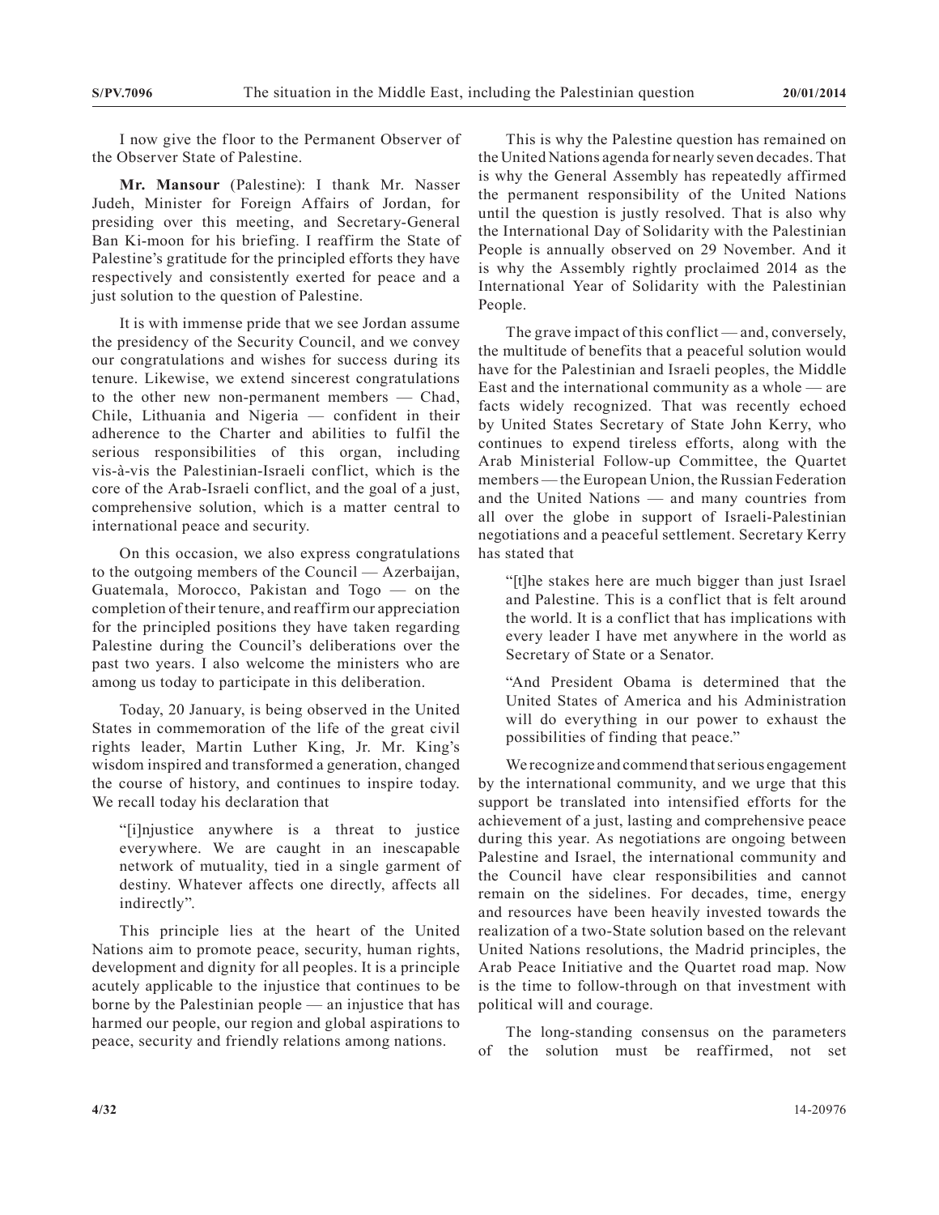I now give the floor to the Permanent Observer of the Observer State of Palestine.

**Mr. Mansour** (Palestine): I thank Mr. Nasser Judeh, Minister for Foreign Affairs of Jordan, for presiding over this meeting, and Secretary-General Ban Ki-moon for his briefing. I reaffirm the State of Palestine's gratitude for the principled efforts they have respectively and consistently exerted for peace and a just solution to the question of Palestine.

It is with immense pride that we see Jordan assume the presidency of the Security Council, and we convey our congratulations and wishes for success during its tenure. Likewise, we extend sincerest congratulations to the other new non-permanent members — Chad, Chile, Lithuania and Nigeria — confident in their adherence to the Charter and abilities to fulfil the serious responsibilities of this organ, including vis-à-vis the Palestinian-Israeli conflict, which is the core of the Arab-Israeli conflict, and the goal of a just, comprehensive solution, which is a matter central to international peace and security.

On this occasion, we also express congratulations to the outgoing members of the Council — Azerbaijan, Guatemala, Morocco, Pakistan and Togo — on the completion of their tenure, and reaffirm our appreciation for the principled positions they have taken regarding Palestine during the Council's deliberations over the past two years. I also welcome the ministers who are among us today to participate in this deliberation.

Today, 20 January, is being observed in the United States in commemoration of the life of the great civil rights leader, Martin Luther King, Jr. Mr. King's wisdom inspired and transformed a generation, changed the course of history, and continues to inspire today. We recall today his declaration that

"[i]njustice anywhere is a threat to justice everywhere. We are caught in an inescapable network of mutuality, tied in a single garment of destiny. Whatever affects one directly, affects all indirectly".

This principle lies at the heart of the United Nations aim to promote peace, security, human rights, development and dignity for all peoples. It is a principle acutely applicable to the injustice that continues to be borne by the Palestinian people — an injustice that has harmed our people, our region and global aspirations to peace, security and friendly relations among nations.

This is why the Palestine question has remained on the United Nations agenda for nearly seven decades. That is why the General Assembly has repeatedly affirmed the permanent responsibility of the United Nations until the question is justly resolved. That is also why the International Day of Solidarity with the Palestinian People is annually observed on 29 November. And it is why the Assembly rightly proclaimed 2014 as the International Year of Solidarity with the Palestinian People.

The grave impact of this conflict — and, conversely, the multitude of benefits that a peaceful solution would have for the Palestinian and Israeli peoples, the Middle East and the international community as a whole — are facts widely recognized. That was recently echoed by United States Secretary of State John Kerry, who continues to expend tireless efforts, along with the Arab Ministerial Follow-up Committee, the Quartet members — the European Union, the Russian Federation and the United Nations — and many countries from all over the globe in support of Israeli-Palestinian negotiations and a peaceful settlement. Secretary Kerry has stated that

"[t]he stakes here are much bigger than just Israel and Palestine. This is a conflict that is felt around the world. It is a conflict that has implications with every leader I have met anywhere in the world as Secretary of State or a Senator.

"And President Obama is determined that the United States of America and his Administration will do everything in our power to exhaust the possibilities of finding that peace."

We recognize and commend that serious engagement by the international community, and we urge that this support be translated into intensified efforts for the achievement of a just, lasting and comprehensive peace during this year. As negotiations are ongoing between Palestine and Israel, the international community and the Council have clear responsibilities and cannot remain on the sidelines. For decades, time, energy and resources have been heavily invested towards the realization of a two-State solution based on the relevant United Nations resolutions, the Madrid principles, the Arab Peace Initiative and the Quartet road map. Now is the time to follow-through on that investment with political will and courage.

The long-standing consensus on the parameters of the solution must be reaffirmed, not set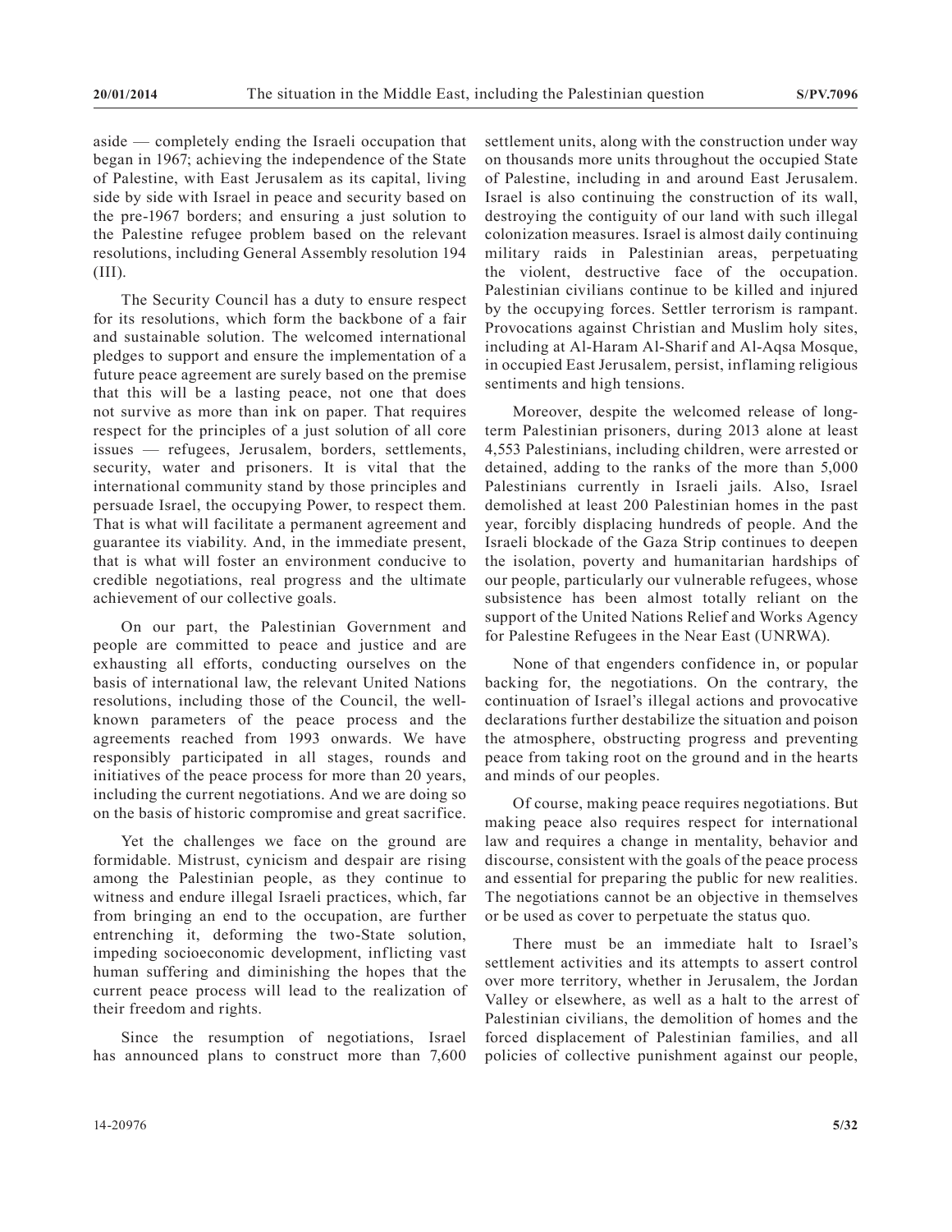aside — completely ending the Israeli occupation that began in 1967; achieving the independence of the State of Palestine, with East Jerusalem as its capital, living side by side with Israel in peace and security based on the pre-1967 borders; and ensuring a just solution to the Palestine refugee problem based on the relevant resolutions, including General Assembly resolution 194 (III).

The Security Council has a duty to ensure respect for its resolutions, which form the backbone of a fair and sustainable solution. The welcomed international pledges to support and ensure the implementation of a future peace agreement are surely based on the premise that this will be a lasting peace, not one that does not survive as more than ink on paper. That requires respect for the principles of a just solution of all core issues — refugees, Jerusalem, borders, settlements, security, water and prisoners. It is vital that the international community stand by those principles and persuade Israel, the occupying Power, to respect them. That is what will facilitate a permanent agreement and guarantee its viability. And, in the immediate present, that is what will foster an environment conducive to credible negotiations, real progress and the ultimate achievement of our collective goals.

On our part, the Palestinian Government and people are committed to peace and justice and are exhausting all efforts, conducting ourselves on the basis of international law, the relevant United Nations resolutions, including those of the Council, the well-known parameters of the peace process and the agreements reached from 1993 onwards. We have responsibly participated in all stages, rounds and initiatives of the peace process for more than 20 years, including the current negotiations. And we are doing so on the basis of historic compromise and great sacrifice.

Yet the challenges we face on the ground are formidable. Mistrust, cynicism and despair are rising among the Palestinian people, as they continue to witness and endure illegal Israeli practices, which, far from bringing an end to the occupation, are further entrenching it, deforming the two-State solution, impeding socioeconomic development, inflicting vast human suffering and diminishing the hopes that the current peace process will lead to the realization of their freedom and rights.

Since the resumption of negotiations, Israel has announced plans to construct more than 7,600 settlement units, along with the construction under way on thousands more units throughout the occupied State of Palestine, including in and around East Jerusalem. Israel is also continuing the construction of its wall, destroying the contiguity of our land with such illegal colonization measures. Israel is almost daily continuing military raids in Palestinian areas, perpetuating the violent, destructive face of the occupation. Palestinian civilians continue to be killed and injured by the occupying forces. Settler terrorism is rampant. Provocations against Christian and Muslim holy sites, including at Al-Haram Al-Sharif and Al-Aqsa Mosque, in occupied East Jerusalem, persist, inflaming religious sentiments and high tensions.

Moreover, despite the welcomed release of long-term Palestinian prisoners, during 2013 alone at least 4,553 Palestinians, including children, were arrested or detained, adding to the ranks of the more than 5,000 Palestinians currently in Israeli jails. Also, Israel demolished at least 200 Palestinian homes in the past year, forcibly displacing hundreds of people. And the Israeli blockade of the Gaza Strip continues to deepen the isolation, poverty and humanitarian hardships of our people, particularly our vulnerable refugees, whose subsistence has been almost totally reliant on the support of the United Nations Relief and Works Agency for Palestine Refugees in the Near East (UNRWA).

None of that engenders confidence in, or popular backing for, the negotiations. On the contrary, the continuation of Israel's illegal actions and provocative declarations further destabilize the situation and poison the atmosphere, obstructing progress and preventing peace from taking root on the ground and in the hearts and minds of our peoples.

Of course, making peace requires negotiations. But making peace also requires respect for international law and requires a change in mentality, behavior and discourse, consistent with the goals of the peace process and essential for preparing the public for new realities. The negotiations cannot be an objective in themselves or be used as cover to perpetuate the status quo.

There must be an immediate halt to Israel's settlement activities and its attempts to assert control over more territory, whether in Jerusalem, the Jordan Valley or elsewhere, as well as a halt to the arrest of Palestinian civilians, the demolition of homes and the forced displacement of Palestinian families, and all policies of collective punishment against our people,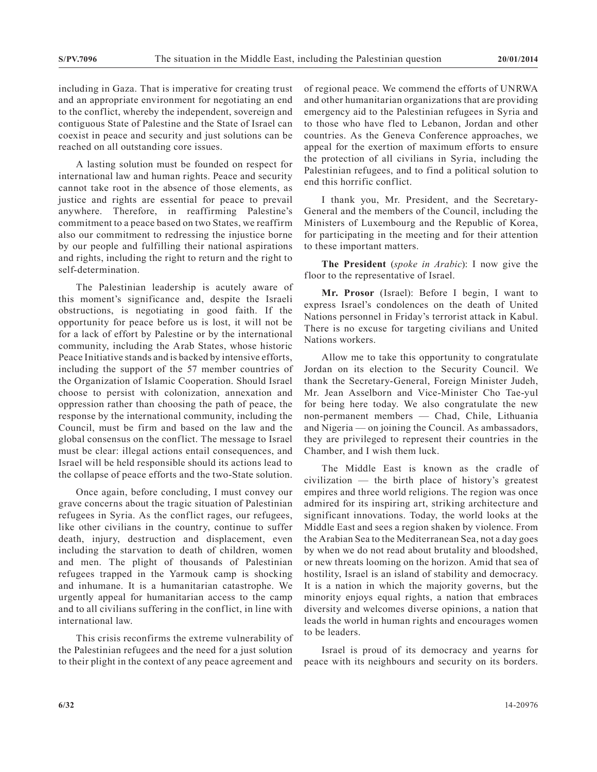including in Gaza. That is imperative for creating trust and an appropriate environment for negotiating an end to the conflict, whereby the independent, sovereign and contiguous State of Palestine and the State of Israel can coexist in peace and security and just solutions can be reached on all outstanding core issues.

A lasting solution must be founded on respect for international law and human rights. Peace and security cannot take root in the absence of those elements, as justice and rights are essential for peace to prevail anywhere. Therefore, in reaffirming Palestine's commitment to a peace based on two States, we reaffirm also our commitment to redressing the injustice borne by our people and fulfilling their national aspirations and rights, including the right to return and the right to self-determination.

The Palestinian leadership is acutely aware of this moment's significance and, despite the Israeli obstructions, is negotiating in good faith. If the opportunity for peace before us is lost, it will not be for a lack of effort by Palestine or by the international community, including the Arab States, whose historic Peace Initiative stands and is backed by intensive efforts, including the support of the 57 member countries of the Organization of Islamic Cooperation. Should Israel choose to persist with colonization, annexation and oppression rather than choosing the path of peace, the response by the international community, including the Council, must be firm and based on the law and the global consensus on the conflict. The message to Israel must be clear: illegal actions entail consequences, and Israel will be held responsible should its actions lead to the collapse of peace efforts and the two-State solution.

Once again, before concluding, I must convey our grave concerns about the tragic situation of Palestinian refugees in Syria. As the conflict rages, our refugees, like other civilians in the country, continue to suffer death, injury, destruction and displacement, even including the starvation to death of children, women and men. The plight of thousands of Palestinian refugees trapped in the Yarmouk camp is shocking and inhumane. It is a humanitarian catastrophe. We urgently appeal for humanitarian access to the camp and to all civilians suffering in the conflict, in line with international law.

This crisis reconfirms the extreme vulnerability of the Palestinian refugees and the need for a just solution to their plight in the context of any peace agreement and of regional peace. We commend the efforts of UNRWA and other humanitarian organizations that are providing emergency aid to the Palestinian refugees in Syria and to those who have fled to Lebanon, Jordan and other countries. As the Geneva Conference approaches, we appeal for the exertion of maximum efforts to ensure the protection of all civilians in Syria, including the Palestinian refugees, and to find a political solution to end this horrific conflict.

I thank you, Mr. President, and the Secretary-General and the members of the Council, including the Ministers of Luxembourg and the Republic of Korea, for participating in the meeting and for their attention to these important matters.

**The President** (*spoke in Arabic*): I now give the floor to the representative of Israel.

**Mr. Prosor** (Israel): Before I begin, I want to express Israel's condolences on the death of United Nations personnel in Friday's terrorist attack in Kabul. There is no excuse for targeting civilians and United Nations workers.

Allow me to take this opportunity to congratulate Jordan on its election to the Security Council. We thank the Secretary-General, Foreign Minister Judeh, Mr. Jean Asselborn and Vice-Minister Cho Tae-yul for being here today. We also congratulate the new non-permanent members — Chad, Chile, Lithuania and Nigeria — on joining the Council. As ambassadors, they are privileged to represent their countries in the Chamber, and I wish them luck.

The Middle East is known as the cradle of civilization — the birth place of history's greatest empires and three world religions. The region was once admired for its inspiring art, striking architecture and significant innovations. Today, the world looks at the Middle East and sees a region shaken by violence. From the Arabian Sea to the Mediterranean Sea, not a day goes by when we do not read about brutality and bloodshed, or new threats looming on the horizon. Amid that sea of hostility, Israel is an island of stability and democracy. It is a nation in which the majority governs, but the minority enjoys equal rights, a nation that embraces diversity and welcomes diverse opinions, a nation that leads the world in human rights and encourages women to be leaders.

Israel is proud of its democracy and yearns for peace with its neighbours and security on its borders.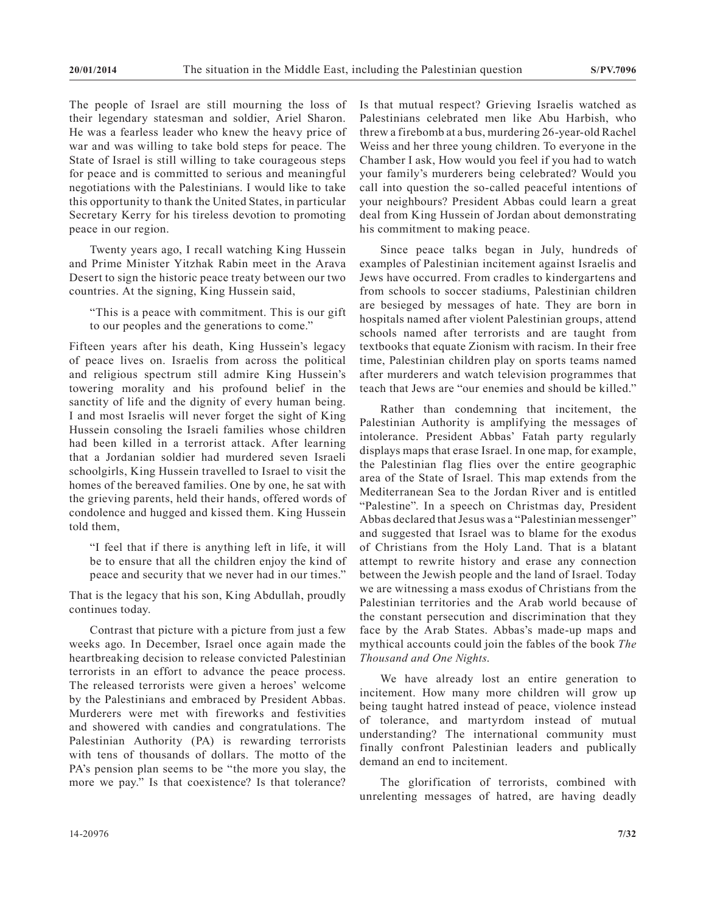The people of Israel are still mourning the loss of their legendary statesman and soldier, Ariel Sharon. He was a fearless leader who knew the heavy price of war and was willing to take bold steps for peace. The State of Israel is still willing to take courageous steps for peace and is committed to serious and meaningful negotiations with the Palestinians. I would like to take this opportunity to thank the United States, in particular Secretary Kerry for his tireless devotion to promoting peace in our region.

Twenty years ago, I recall watching King Hussein and Prime Minister Yitzhak Rabin meet in the Arava Desert to sign the historic peace treaty between our two countries. At the signing, King Hussein said,

> "This is a peace with commitment. This is our gift to our peoples and the generations to come."

Fifteen years after his death, King Hussein's legacy of peace lives on. Israelis from across the political and religious spectrum still admire King Hussein's towering morality and his profound belief in the sanctity of life and the dignity of every human being. I and most Israelis will never forget the sight of King Hussein consoling the Israeli families whose children had been killed in a terrorist attack. After learning that a Jordanian soldier had murdered seven Israeli schoolgirls, King Hussein travelled to Israel to visit the homes of the bereaved families. One by one, he sat with the grieving parents, held their hands, offered words of condolence and hugged and kissed them. King Hussein told them,

> "I feel that if there is anything left in life, it will be to ensure that all the children enjoy the kind of peace and security that we never had in our times."

That is the legacy that his son, King Abdullah, proudly continues today.

Contrast that picture with a picture from just a few weeks ago. In December, Israel once again made the heartbreaking decision to release convicted Palestinian terrorists in an effort to advance the peace process. The released terrorists were given a heroes' welcome by the Palestinians and embraced by President Abbas. Murderers were met with fireworks and festivities and showered with candies and congratulations. The Palestinian Authority (PA) is rewarding terrorists with tens of thousands of dollars. The motto of the PA's pension plan seems to be "the more you slay, the more we pay." Is that coexistence? Is that tolerance? Is that mutual respect? Grieving Israelis watched as Palestinians celebrated men like Abu Harbish, who threw a firebomb at a bus, murdering 26-year-old Rachel Weiss and her three young children. To everyone in the Chamber I ask, How would you feel if you had to watch your family's murderers being celebrated? Would you call into question the so-called peaceful intentions of your neighbours? President Abbas could learn a great deal from King Hussein of Jordan about demonstrating his commitment to making peace.

Since peace talks began in July, hundreds of examples of Palestinian incitement against Israelis and Jews have occurred. From cradles to kindergartens and from schools to soccer stadiums, Palestinian children are besieged by messages of hate. They are born in hospitals named after violent Palestinian groups, attend schools named after terrorists and are taught from textbooks that equate Zionism with racism. In their free time, Palestinian children play on sports teams named after murderers and watch television programmes that teach that Jews are "our enemies and should be killed."

Rather than condemning that incitement, the Palestinian Authority is amplifying the messages of intolerance. President Abbas' Fatah party regularly displays maps that erase Israel. In one map, for example, the Palestinian flag flies over the entire geographic area of the State of Israel. This map extends from the Mediterranean Sea to the Jordan River and is entitled "Palestine". In a speech on Christmas day, President Abbas declared that Jesus was a "Palestinian messenger" and suggested that Israel was to blame for the exodus of Christians from the Holy Land. That is a blatant attempt to rewrite history and erase any connection between the Jewish people and the land of Israel. Today we are witnessing a mass exodus of Christians from the Palestinian territories and the Arab world because of the constant persecution and discrimination that they face by the Arab States. Abbas's made-up maps and mythical accounts could join the fables of the book *The Thousand and One Nights*.

We have already lost an entire generation to incitement. How many more children will grow up being taught hatred instead of peace, violence instead of tolerance, and martyrdom instead of mutual understanding? The international community must finally confront Palestinian leaders and publically demand an end to incitement.

The glorification of terrorists, combined with unrelenting messages of hatred, are having deadly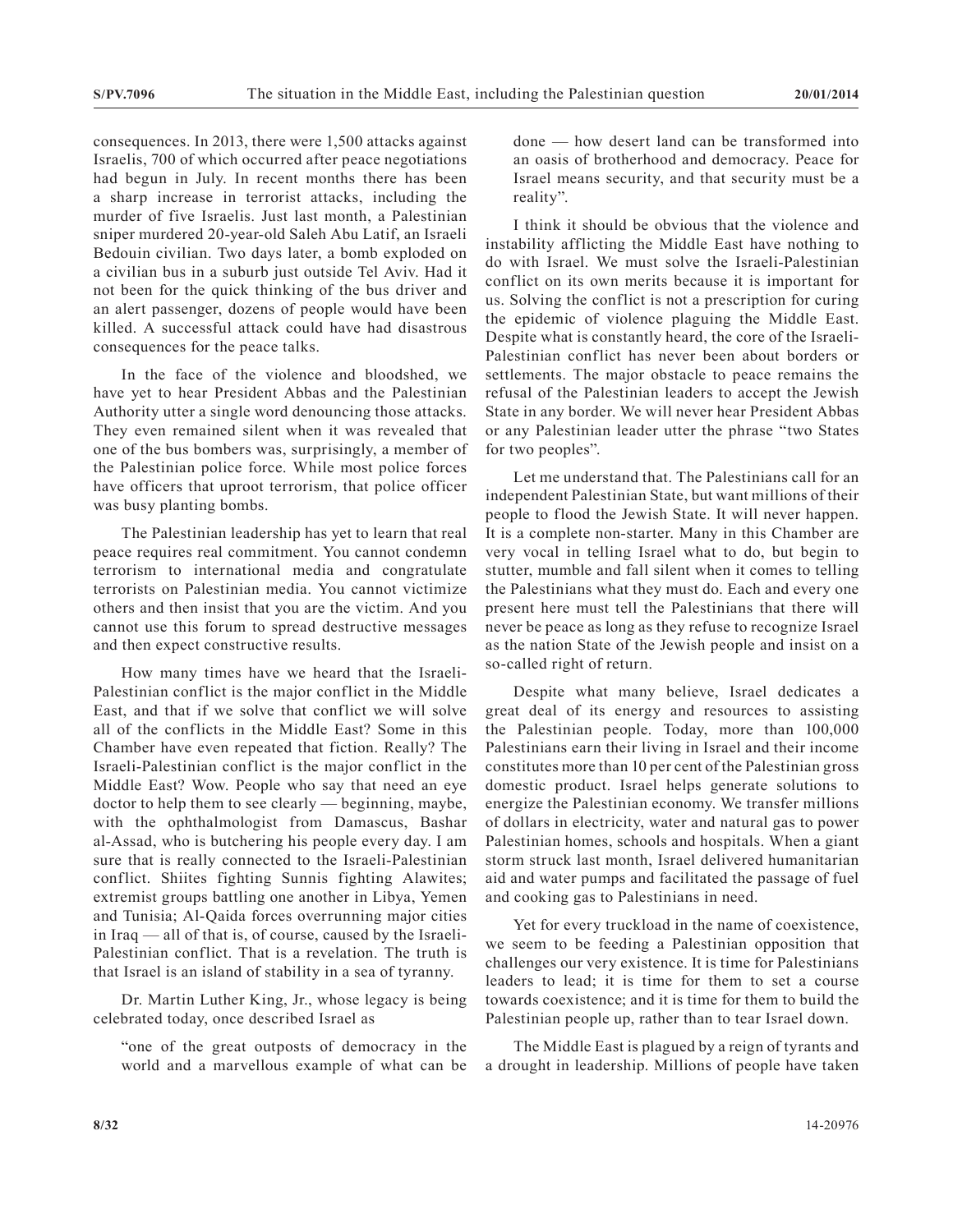consequences. In 2013, there were 1,500 attacks against Israelis, 700 of which occurred after peace negotiations had begun in July. In recent months there has been a sharp increase in terrorist attacks, including the murder of five Israelis. Just last month, a Palestinian sniper murdered 20-year-old Saleh Abu Latif, an Israeli Bedouin civilian. Two days later, a bomb exploded on a civilian bus in a suburb just outside Tel Aviv. Had it not been for the quick thinking of the bus driver and an alert passenger, dozens of people would have been killed. A successful attack could have had disastrous consequences for the peace talks.

In the face of the violence and bloodshed, we have yet to hear President Abbas and the Palestinian Authority utter a single word denouncing those attacks. They even remained silent when it was revealed that one of the bus bombers was, surprisingly, a member of the Palestinian police force. While most police forces have officers that uproot terrorism, that police officer was busy planting bombs.

The Palestinian leadership has yet to learn that real peace requires real commitment. You cannot condemn terrorism to international media and congratulate terrorists on Palestinian media. You cannot victimize others and then insist that you are the victim. And you cannot use this forum to spread destructive messages and then expect constructive results.

How many times have we heard that the Israeli-Palestinian conflict is the major conflict in the Middle East, and that if we solve that conflict we will solve all of the conflicts in the Middle East? Some in this Chamber have even repeated that fiction. Really? The Israeli-Palestinian conflict is the major conflict in the Middle East? Wow. People who say that need an eye doctor to help them to see clearly — beginning, maybe, with the ophthalmologist from Damascus, Bashar al-Assad, who is butchering his people every day. I am sure that is really connected to the Israeli-Palestinian conflict. Shiites fighting Sunnis fighting Alawites; extremist groups battling one another in Libya, Yemen and Tunisia; Al-Qaida forces overrunning major cities in Iraq — all of that is, of course, caused by the Israeli-Palestinian conflict. That is a revelation. The truth is that Israel is an island of stability in a sea of tyranny.

Dr. Martin Luther King, Jr., whose legacy is being celebrated today, once described Israel as

> "one of the great outposts of democracy in the world and a marvellous example of what can be done — how desert land can be transformed into an oasis of brotherhood and democracy. Peace for Israel means security, and that security must be a reality".

I think it should be obvious that the violence and instability afflicting the Middle East have nothing to do with Israel. We must solve the Israeli-Palestinian conflict on its own merits because it is important for us. Solving the conflict is not a prescription for curing the epidemic of violence plaguing the Middle East. Despite what is constantly heard, the core of the Israeli-Palestinian conflict has never been about borders or settlements. The major obstacle to peace remains the refusal of the Palestinian leaders to accept the Jewish State in any border. We will never hear President Abbas or any Palestinian leader utter the phrase "two States for two peoples".

Let me understand that. The Palestinians call for an independent Palestinian State, but want millions of their people to flood the Jewish State. It will never happen. It is a complete non-starter. Many in this Chamber are very vocal in telling Israel what to do, but begin to stutter, mumble and fall silent when it comes to telling the Palestinians what they must do. Each and every one present here must tell the Palestinians that there will never be peace as long as they refuse to recognize Israel as the nation State of the Jewish people and insist on a so-called right of return.

Despite what many believe, Israel dedicates a great deal of its energy and resources to assisting the Palestinian people. Today, more than 100,000 Palestinians earn their living in Israel and their income constitutes more than 10 per cent of the Palestinian gross domestic product. Israel helps generate solutions to energize the Palestinian economy. We transfer millions of dollars in electricity, water and natural gas to power Palestinian homes, schools and hospitals. When a giant storm struck last month, Israel delivered humanitarian aid and water pumps and facilitated the passage of fuel and cooking gas to Palestinians in need.

Yet for every truckload in the name of coexistence, we seem to be feeding a Palestinian opposition that challenges our very existence. It is time for Palestinians leaders to lead; it is time for them to set a course towards coexistence; and it is time for them to build the Palestinian people up, rather than to tear Israel down.

The Middle East is plagued by a reign of tyrants and a drought in leadership. Millions of people have taken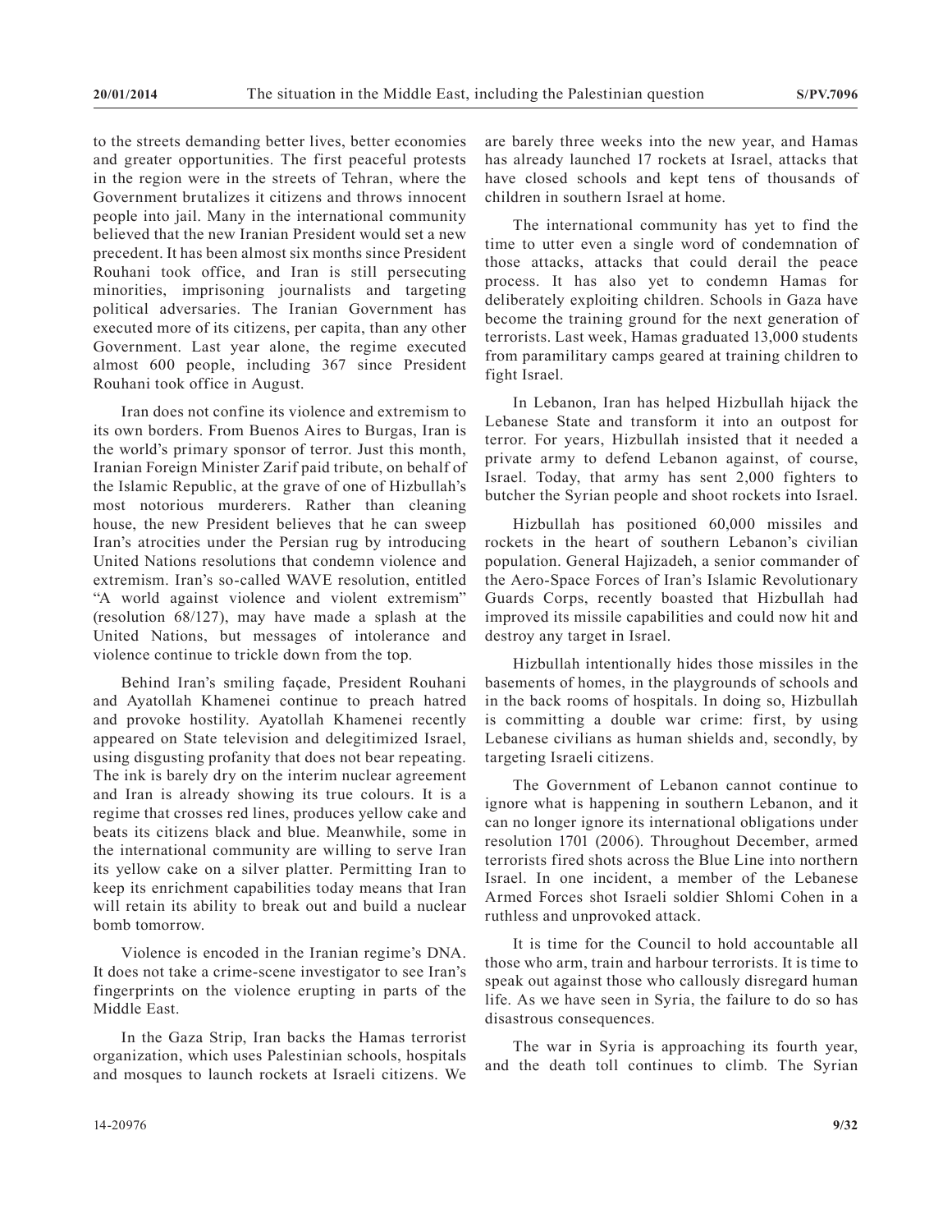to the streets demanding better lives, better economies and greater opportunities. The first peaceful protests in the region were in the streets of Tehran, where the Government brutalizes it citizens and throws innocent people into jail. Many in the international community believed that the new Iranian President would set a new precedent. It has been almost six months since President Rouhani took office, and Iran is still persecuting minorities, imprisoning journalists and targeting political adversaries. The Iranian Government has executed more of its citizens, per capita, than any other Government. Last year alone, the regime executed almost 600 people, including 367 since President Rouhani took office in August.

Iran does not confine its violence and extremism to its own borders. From Buenos Aires to Burgas, Iran is the world's primary sponsor of terror. Just this month, Iranian Foreign Minister Zarif paid tribute, on behalf of the Islamic Republic, at the grave of one of Hizbullah's most notorious murderers. Rather than cleaning house, the new President believes that he can sweep Iran's atrocities under the Persian rug by introducing United Nations resolutions that condemn violence and extremism. Iran's so-called WAVE resolution, entitled "A world against violence and violent extremism" (resolution 68/127), may have made a splash at the United Nations, but messages of intolerance and violence continue to trickle down from the top.

Behind Iran's smiling façade, President Rouhani and Ayatollah Khamenei continue to preach hatred and provoke hostility. Ayatollah Khamenei recently appeared on State television and delegitimized Israel, using disgusting profanity that does not bear repeating. The ink is barely dry on the interim nuclear agreement and Iran is already showing its true colours. It is a regime that crosses red lines, produces yellow cake and beats its citizens black and blue. Meanwhile, some in the international community are willing to serve Iran its yellow cake on a silver platter. Permitting Iran to keep its enrichment capabilities today means that Iran will retain its ability to break out and build a nuclear bomb tomorrow.

Violence is encoded in the Iranian regime's DNA. It does not take a crime-scene investigator to see Iran's fingerprints on the violence erupting in parts of the Middle East.

In the Gaza Strip, Iran backs the Hamas terrorist organization, which uses Palestinian schools, hospitals and mosques to launch rockets at Israeli citizens. We are barely three weeks into the new year, and Hamas has already launched 17 rockets at Israel, attacks that have closed schools and kept tens of thousands of children in southern Israel at home.

The international community has yet to find the time to utter even a single word of condemnation of those attacks, attacks that could derail the peace process. It has also yet to condemn Hamas for deliberately exploiting children. Schools in Gaza have become the training ground for the next generation of terrorists. Last week, Hamas graduated 13,000 students from paramilitary camps geared at training children to fight Israel.

In Lebanon, Iran has helped Hizbullah hijack the Lebanese State and transform it into an outpost for terror. For years, Hizbullah insisted that it needed a private army to defend Lebanon against, of course, Israel. Today, that army has sent 2,000 fighters to butcher the Syrian people and shoot rockets into Israel.

Hizbullah has positioned 60,000 missiles and rockets in the heart of southern Lebanon's civilian population. General Hajizadeh, a senior commander of the Aero-Space Forces of Iran's Islamic Revolutionary Guards Corps, recently boasted that Hizbullah had improved its missile capabilities and could now hit and destroy any target in Israel.

Hizbullah intentionally hides those missiles in the basements of homes, in the playgrounds of schools and in the back rooms of hospitals. In doing so, Hizbullah is committing a double war crime: first, by using Lebanese civilians as human shields and, secondly, by targeting Israeli citizens.

The Government of Lebanon cannot continue to ignore what is happening in southern Lebanon, and it can no longer ignore its international obligations under resolution 1701 (2006). Throughout December, armed terrorists fired shots across the Blue Line into northern Israel. In one incident, a member of the Lebanese Armed Forces shot Israeli soldier Shlomi Cohen in a ruthless and unprovoked attack.

It is time for the Council to hold accountable all those who arm, train and harbour terrorists. It is time to speak out against those who callously disregard human life. As we have seen in Syria, the failure to do so has disastrous consequences.

The war in Syria is approaching its fourth year, and the death toll continues to climb. The Syrian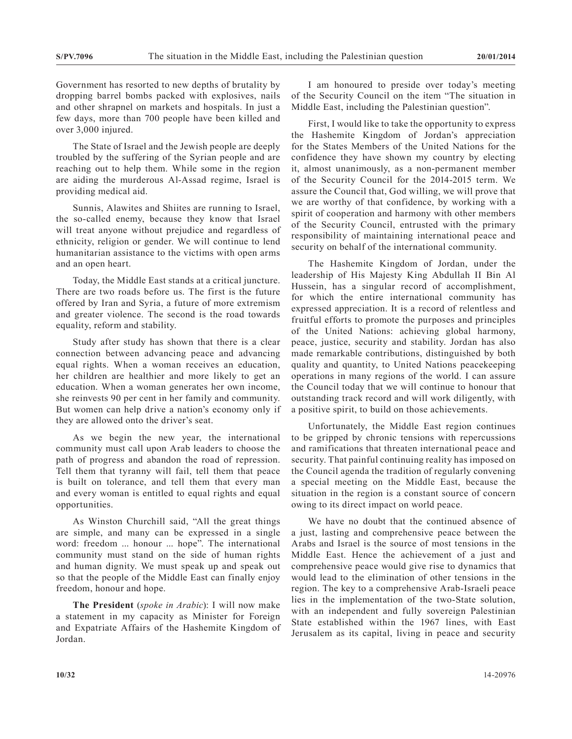Government has resorted to new depths of brutality by dropping barrel bombs packed with explosives, nails and other shrapnel on markets and hospitals. In just a few days, more than 700 people have been killed and over 3,000 injured.

The State of Israel and the Jewish people are deeply troubled by the suffering of the Syrian people and are reaching out to help them. While some in the region are aiding the murderous Al-Assad regime, Israel is providing medical aid.

Sunnis, Alawites and Shiites are running to Israel, the so-called enemy, because they know that Israel will treat anyone without prejudice and regardless of ethnicity, religion or gender. We will continue to lend humanitarian assistance to the victims with open arms and an open heart.

Today, the Middle East stands at a critical juncture. There are two roads before us. The first is the future offered by Iran and Syria, a future of more extremism and greater violence. The second is the road towards equality, reform and stability.

Study after study has shown that there is a clear connection between advancing peace and advancing equal rights. When a woman receives an education, her children are healthier and more likely to get an education. When a woman generates her own income, she reinvests 90 per cent in her family and community. But women can help drive a nation's economy only if they are allowed onto the driver's seat.

As we begin the new year, the international community must call upon Arab leaders to choose the path of progress and abandon the road of repression. Tell them that tyranny will fail, tell them that peace is built on tolerance, and tell them that every man and every woman is entitled to equal rights and equal opportunities.

As Winston Churchill said, "All the great things are simple, and many can be expressed in a single word: freedom ... honour ... hope". The international community must stand on the side of human rights and human dignity. We must speak up and speak out so that the people of the Middle East can finally enjoy freedom, honour and hope.

**The President** (*spoke in Arabic*): I will now make a statement in my capacity as Minister for Foreign and Expatriate Affairs of the Hashemite Kingdom of Jordan.

I am honoured to preside over today's meeting of the Security Council on the item "The situation in Middle East, including the Palestinian question".

First, I would like to take the opportunity to express the Hashemite Kingdom of Jordan's appreciation for the States Members of the United Nations for the confidence they have shown my country by electing it, almost unanimously, as a non-permanent member of the Security Council for the 2014-2015 term. We assure the Council that, God willing, we will prove that we are worthy of that confidence, by working with a spirit of cooperation and harmony with other members of the Security Council, entrusted with the primary responsibility of maintaining international peace and security on behalf of the international community.

The Hashemite Kingdom of Jordan, under the leadership of His Majesty King Abdullah II Bin Al Hussein, has a singular record of accomplishment, for which the entire international community has expressed appreciation. It is a record of relentless and fruitful efforts to promote the purposes and principles of the United Nations: achieving global harmony, peace, justice, security and stability. Jordan has also made remarkable contributions, distinguished by both quality and quantity, to United Nations peacekeeping operations in many regions of the world. I can assure the Council today that we will continue to honour that outstanding track record and will work diligently, with a positive spirit, to build on those achievements.

Unfortunately, the Middle East region continues to be gripped by chronic tensions with repercussions and ramifications that threaten international peace and security. That painful continuing reality has imposed on the Council agenda the tradition of regularly convening a special meeting on the Middle East, because the situation in the region is a constant source of concern owing to its direct impact on world peace.

We have no doubt that the continued absence of a just, lasting and comprehensive peace between the Arabs and Israel is the source of most tensions in the Middle East. Hence the achievement of a just and comprehensive peace would give rise to dynamics that would lead to the elimination of other tensions in the region. The key to a comprehensive Arab-Israeli peace lies in the implementation of the two-State solution, with an independent and fully sovereign Palestinian State established within the 1967 lines, with East Jerusalem as its capital, living in peace and security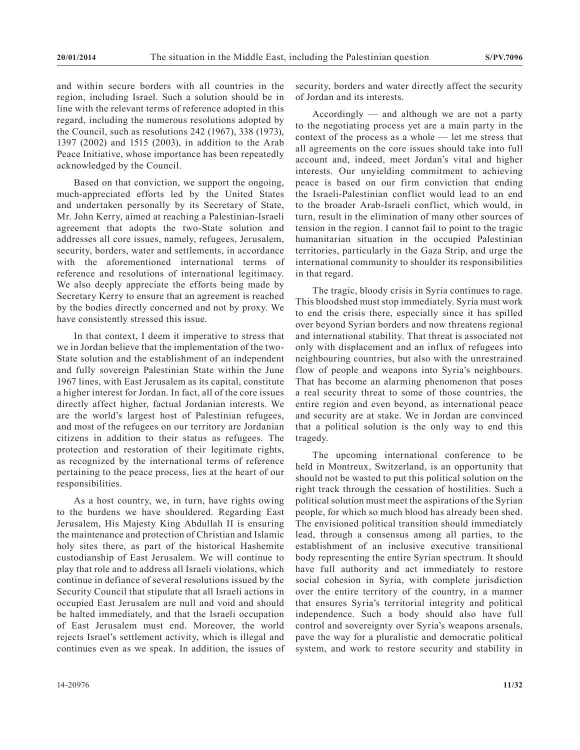and within secure borders with all countries in the region, including Israel. Such a solution should be in line with the relevant terms of reference adopted in this regard, including the numerous resolutions adopted by the Council, such as resolutions 242 (1967), 338 (1973), 1397 (2002) and 1515 (2003), in addition to the Arab Peace Initiative, whose importance has been repeatedly acknowledged by the Council.

Based on that conviction, we support the ongoing, much-appreciated efforts led by the United States and undertaken personally by its Secretary of State, Mr. John Kerry, aimed at reaching a Palestinian-Israeli agreement that adopts the two-State solution and addresses all core issues, namely, refugees, Jerusalem, security, borders, water and settlements, in accordance with the aforementioned international terms of reference and resolutions of international legitimacy. We also deeply appreciate the efforts being made by Secretary Kerry to ensure that an agreement is reached by the bodies directly concerned and not by proxy. We have consistently stressed this issue.

In that context, I deem it imperative to stress that we in Jordan believe that the implementation of the two-State solution and the establishment of an independent and fully sovereign Palestinian State within the June 1967 lines, with East Jerusalem as its capital, constitute a higher interest for Jordan. In fact, all of the core issues directly affect higher, factual Jordanian interests. We are the world's largest host of Palestinian refugees, and most of the refugees on our territory are Jordanian citizens in addition to their status as refugees. The protection and restoration of their legitimate rights, as recognized by the international terms of reference pertaining to the peace process, lies at the heart of our responsibilities.

As a host country, we, in turn, have rights owing to the burdens we have shouldered. Regarding East Jerusalem, His Majesty King Abdullah II is ensuring the maintenance and protection of Christian and Islamic holy sites there, as part of the historical Hashemite custodianship of East Jerusalem. We will continue to play that role and to address all Israeli violations, which continue in defiance of several resolutions issued by the Security Council that stipulate that all Israeli actions in occupied East Jerusalem are null and void and should be halted immediately, and that the Israeli occupation of East Jerusalem must end. Moreover, the world rejects Israel's settlement activity, which is illegal and continues even as we speak. In addition, the issues of security, borders and water directly affect the security of Jordan and its interests.

Accordingly — and although we are not a party to the negotiating process yet are a main party in the context of the process as a whole — let me stress that all agreements on the core issues should take into full account and, indeed, meet Jordan's vital and higher interests. Our unyielding commitment to achieving peace is based on our firm conviction that ending the Israeli-Palestinian conflict would lead to an end to the broader Arab-Israeli conflict, which would, in turn, result in the elimination of many other sources of tension in the region. I cannot fail to point to the tragic humanitarian situation in the occupied Palestinian territories, particularly in the Gaza Strip, and urge the international community to shoulder its responsibilities in that regard.

The tragic, bloody crisis in Syria continues to rage. This bloodshed must stop immediately. Syria must work to end the crisis there, especially since it has spilled over beyond Syrian borders and now threatens regional and international stability. That threat is associated not only with displacement and an influx of refugees into neighbouring countries, but also with the unrestrained flow of people and weapons into Syria's neighbours. That has become an alarming phenomenon that poses a real security threat to some of those countries, the entire region and even beyond, as international peace and security are at stake. We in Jordan are convinced that a political solution is the only way to end this tragedy.

The upcoming international conference to be held in Montreux, Switzerland, is an opportunity that should not be wasted to put this political solution on the right track through the cessation of hostilities. Such a political solution must meet the aspirations of the Syrian people, for which so much blood has already been shed. The envisioned political transition should immediately lead, through a consensus among all parties, to the establishment of an inclusive executive transitional body representing the entire Syrian spectrum. It should have full authority and act immediately to restore social cohesion in Syria, with complete jurisdiction over the entire territory of the country, in a manner that ensures Syria's territorial integrity and political independence. Such a body should also have full control and sovereignty over Syria's weapons arsenals, pave the way for a pluralistic and democratic political system, and work to restore security and stability in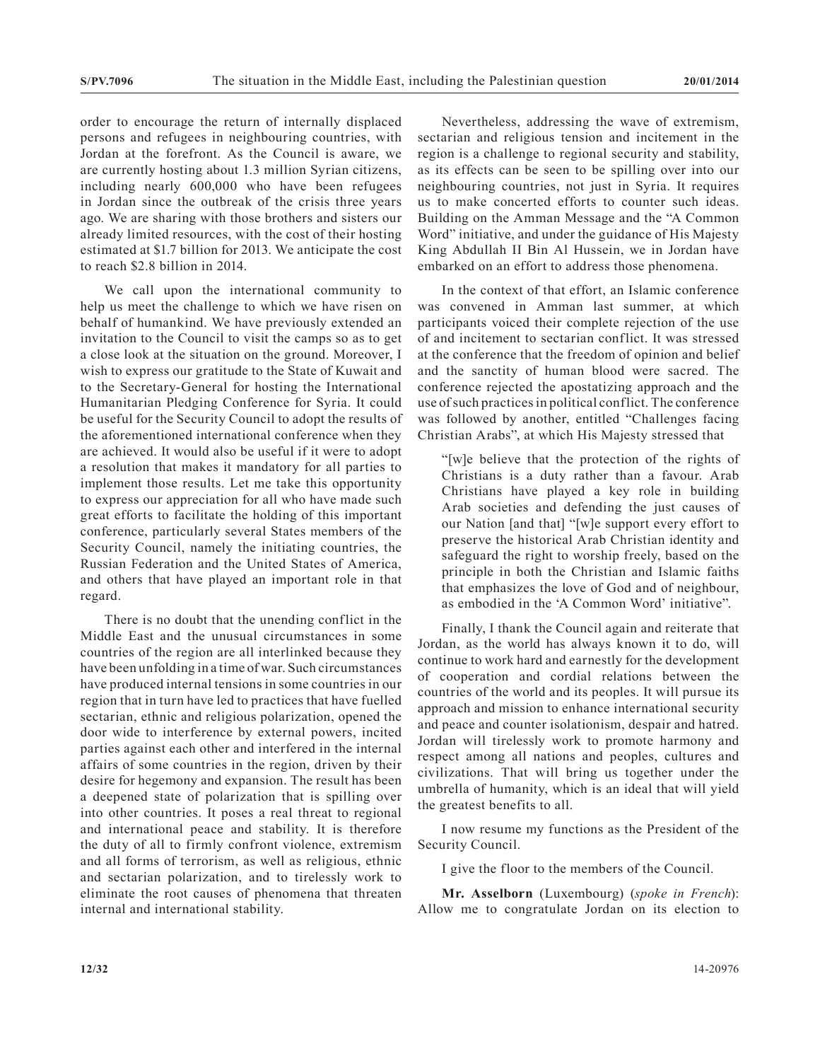order to encourage the return of internally displaced persons and refugees in neighbouring countries, with Jordan at the forefront. As the Council is aware, we are currently hosting about 1.3 million Syrian citizens, including nearly 600,000 who have been refugees in Jordan since the outbreak of the crisis three years ago. We are sharing with those brothers and sisters our already limited resources, with the cost of their hosting estimated at $1.7 billion for 2013. We anticipate the cost to reach $2.8 billion in 2014.

We call upon the international community to help us meet the challenge to which we have risen on behalf of humankind. We have previously extended an invitation to the Council to visit the camps so as to get a close look at the situation on the ground. Moreover, I wish to express our gratitude to the State of Kuwait and to the Secretary-General for hosting the International Humanitarian Pledging Conference for Syria. It could be useful for the Security Council to adopt the results of the aforementioned international conference when they are achieved. It would also be useful if it were to adopt a resolution that makes it mandatory for all parties to implement those results. Let me take this opportunity to express our appreciation for all who have made such great efforts to facilitate the holding of this important conference, particularly several States members of the Security Council, namely the initiating countries, the Russian Federation and the United States of America, and others that have played an important role in that regard.

There is no doubt that the unending conflict in the Middle East and the unusual circumstances in some countries of the region are all interlinked because they have been unfolding in a time of war. Such circumstances have produced internal tensions in some countries in our region that in turn have led to practices that have fuelled sectarian, ethnic and religious polarization, opened the door wide to interference by external powers, incited parties against each other and interfered in the internal affairs of some countries in the region, driven by their desire for hegemony and expansion. The result has been a deepened state of polarization that is spilling over into other countries. It poses a real threat to regional and international peace and stability. It is therefore the duty of all to firmly confront violence, extremism and all forms of terrorism, as well as religious, ethnic and sectarian polarization, and to tirelessly work to eliminate the root causes of phenomena that threaten internal and international stability.

Nevertheless, addressing the wave of extremism, sectarian and religious tension and incitement in the region is a challenge to regional security and stability, as its effects can be seen to be spilling over into our neighbouring countries, not just in Syria. It requires us to make concerted efforts to counter such ideas. Building on the Amman Message and the "A Common Word" initiative, and under the guidance of His Majesty King Abdullah II Bin Al Hussein, we in Jordan have embarked on an effort to address those phenomena.

In the context of that effort, an Islamic conference was convened in Amman last summer, at which participants voiced their complete rejection of the use of and incitement to sectarian conflict. It was stressed at the conference that the freedom of opinion and belief and the sanctity of human blood were sacred. The conference rejected the apostatizing approach and the use of such practices in political conflict. The conference was followed by another, entitled "Challenges facing Christian Arabs", at which His Majesty stressed that

> "[w]e believe that the protection of the rights of Christians is a duty rather than a favour. Arab Christians have played a key role in building Arab societies and defending the just causes of our Nation [and that] "[w]e support every effort to preserve the historical Arab Christian identity and safeguard the right to worship freely, based on the principle in both the Christian and Islamic faiths that emphasizes the love of God and of neighbour, as embodied in the 'A Common Word' initiative".

Finally, I thank the Council again and reiterate that Jordan, as the world has always known it to do, will continue to work hard and earnestly for the development of cooperation and cordial relations between the countries of the world and its peoples. It will pursue its approach and mission to enhance international security and peace and counter isolationism, despair and hatred. Jordan will tirelessly work to promote harmony and respect among all nations and peoples, cultures and civilizations. That will bring us together under the umbrella of humanity, which is an ideal that will yield the greatest benefits to all.

I now resume my functions as the President of the Security Council.

I give the floor to the members of the Council.

**Mr. Asselborn** (Luxembourg) (*spoke in French*): Allow me to congratulate Jordan on its election to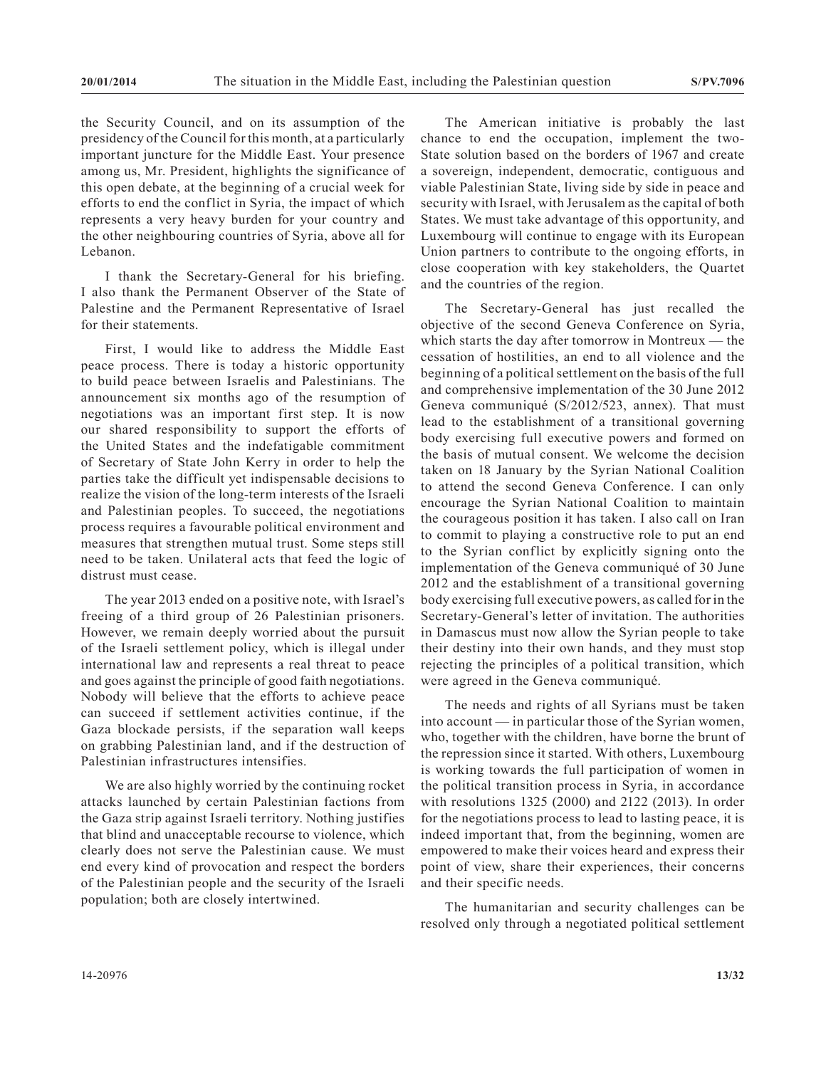the Security Council, and on its assumption of the presidency of the Council for this month, at a particularly important juncture for the Middle East. Your presence among us, Mr. President, highlights the significance of this open debate, at the beginning of a crucial week for efforts to end the conflict in Syria, the impact of which represents a very heavy burden for your country and the other neighbouring countries of Syria, above all for Lebanon.

I thank the Secretary-General for his briefing. I also thank the Permanent Observer of the State of Palestine and the Permanent Representative of Israel for their statements.

First, I would like to address the Middle East peace process. There is today a historic opportunity to build peace between Israelis and Palestinians. The announcement six months ago of the resumption of negotiations was an important first step. It is now our shared responsibility to support the efforts of the United States and the indefatigable commitment of Secretary of State John Kerry in order to help the parties take the difficult yet indispensable decisions to realize the vision of the long-term interests of the Israeli and Palestinian peoples. To succeed, the negotiations process requires a favourable political environment and measures that strengthen mutual trust. Some steps still need to be taken. Unilateral acts that feed the logic of distrust must cease.

The year 2013 ended on a positive note, with Israel's freeing of a third group of 26 Palestinian prisoners. However, we remain deeply worried about the pursuit of the Israeli settlement policy, which is illegal under international law and represents a real threat to peace and goes against the principle of good faith negotiations. Nobody will believe that the efforts to achieve peace can succeed if settlement activities continue, if the Gaza blockade persists, if the separation wall keeps on grabbing Palestinian land, and if the destruction of Palestinian infrastructures intensifies.

We are also highly worried by the continuing rocket attacks launched by certain Palestinian factions from the Gaza strip against Israeli territory. Nothing justifies that blind and unacceptable recourse to violence, which clearly does not serve the Palestinian cause. We must end every kind of provocation and respect the borders of the Palestinian people and the security of the Israeli population; both are closely intertwined.

The American initiative is probably the last chance to end the occupation, implement the two-State solution based on the borders of 1967 and create a sovereign, independent, democratic, contiguous and viable Palestinian State, living side by side in peace and security with Israel, with Jerusalem as the capital of both States. We must take advantage of this opportunity, and Luxembourg will continue to engage with its European Union partners to contribute to the ongoing efforts, in close cooperation with key stakeholders, the Quartet and the countries of the region.

The Secretary-General has just recalled the objective of the second Geneva Conference on Syria, which starts the day after tomorrow in Montreux — the cessation of hostilities, an end to all violence and the beginning of a political settlement on the basis of the full and comprehensive implementation of the 30 June 2012 Geneva communiqué (S/2012/523, annex). That must lead to the establishment of a transitional governing body exercising full executive powers and formed on the basis of mutual consent. We welcome the decision taken on 18 January by the Syrian National Coalition to attend the second Geneva Conference. I can only encourage the Syrian National Coalition to maintain the courageous position it has taken. I also call on Iran to commit to playing a constructive role to put an end to the Syrian conflict by explicitly signing onto the implementation of the Geneva communiqué of 30 June 2012 and the establishment of a transitional governing body exercising full executive powers, as called for in the Secretary-General's letter of invitation. The authorities in Damascus must now allow the Syrian people to take their destiny into their own hands, and they must stop rejecting the principles of a political transition, which were agreed in the Geneva communiqué.

The needs and rights of all Syrians must be taken into account — in particular those of the Syrian women, who, together with the children, have borne the brunt of the repression since it started. With others, Luxembourg is working towards the full participation of women in the political transition process in Syria, in accordance with resolutions 1325 (2000) and 2122 (2013). In order for the negotiations process to lead to lasting peace, it is indeed important that, from the beginning, women are empowered to make their voices heard and express their point of view, share their experiences, their concerns and their specific needs.

The humanitarian and security challenges can be resolved only through a negotiated political settlement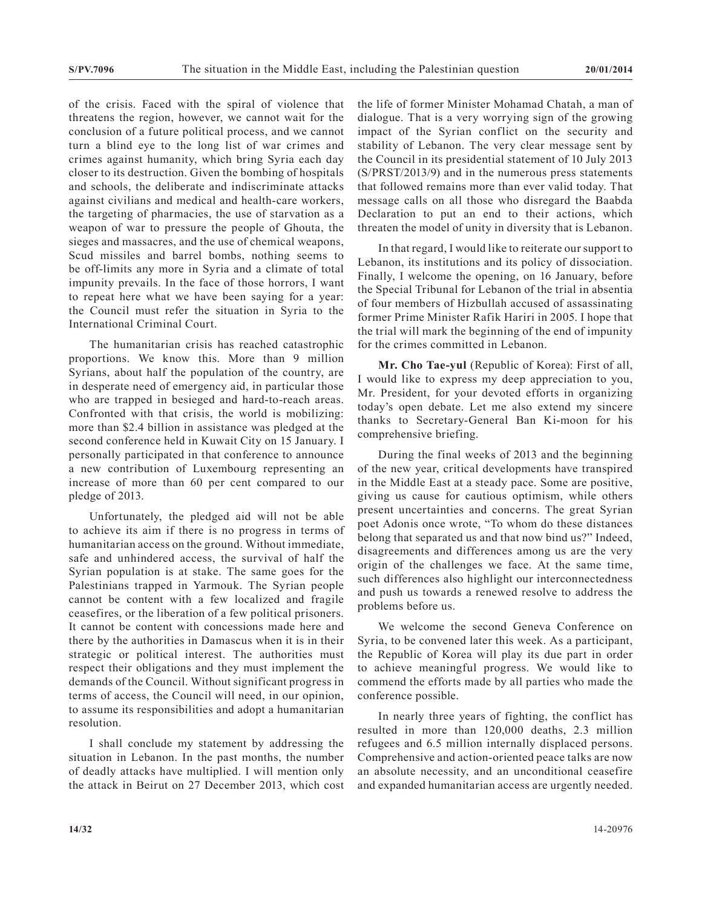of the crisis. Faced with the spiral of violence that threatens the region, however, we cannot wait for the conclusion of a future political process, and we cannot turn a blind eye to the long list of war crimes and crimes against humanity, which bring Syria each day closer to its destruction. Given the bombing of hospitals and schools, the deliberate and indiscriminate attacks against civilians and medical and health-care workers, the targeting of pharmacies, the use of starvation as a weapon of war to pressure the people of Ghouta, the sieges and massacres, and the use of chemical weapons, Scud missiles and barrel bombs, nothing seems to be off-limits any more in Syria and a climate of total impunity prevails. In the face of those horrors, I want to repeat here what we have been saying for a year: the Council must refer the situation in Syria to the International Criminal Court.

The humanitarian crisis has reached catastrophic proportions. We know this. More than 9 million Syrians, about half the population of the country, are in desperate need of emergency aid, in particular those who are trapped in besieged and hard-to-reach areas. Confronted with that crisis, the world is mobilizing: more than $2.4 billion in assistance was pledged at the second conference held in Kuwait City on 15 January. I personally participated in that conference to announce a new contribution of Luxembourg representing an increase of more than 60 per cent compared to our pledge of 2013.

Unfortunately, the pledged aid will not be able to achieve its aim if there is no progress in terms of humanitarian access on the ground. Without immediate, safe and unhindered access, the survival of half the Syrian population is at stake. The same goes for the Palestinians trapped in Yarmouk. The Syrian people cannot be content with a few localized and fragile ceasefires, or the liberation of a few political prisoners. It cannot be content with concessions made here and there by the authorities in Damascus when it is in their strategic or political interest. The authorities must respect their obligations and they must implement the demands of the Council. Without significant progress in terms of access, the Council will need, in our opinion, to assume its responsibilities and adopt a humanitarian resolution.

I shall conclude my statement by addressing the situation in Lebanon. In the past months, the number of deadly attacks have multiplied. I will mention only the attack in Beirut on 27 December 2013, which cost the life of former Minister Mohamad Chatah, a man of dialogue. That is a very worrying sign of the growing impact of the Syrian conflict on the security and stability of Lebanon. The very clear message sent by the Council in its presidential statement of 10 July 2013 (S/PRST/2013/9) and in the numerous press statements that followed remains more than ever valid today. That message calls on all those who disregard the Baabda Declaration to put an end to their actions, which threaten the model of unity in diversity that is Lebanon.

In that regard, I would like to reiterate our support to Lebanon, its institutions and its policy of dissociation. Finally, I welcome the opening, on 16 January, before the Special Tribunal for Lebanon of the trial in absentia of four members of Hizbullah accused of assassinating former Prime Minister Rafik Hariri in 2005. I hope that the trial will mark the beginning of the end of impunity for the crimes committed in Lebanon.

**Mr. Cho Tae-yul** (Republic of Korea): First of all, I would like to express my deep appreciation to you, Mr. President, for your devoted efforts in organizing today's open debate. Let me also extend my sincere thanks to Secretary-General Ban Ki-moon for his comprehensive briefing.

During the final weeks of 2013 and the beginning of the new year, critical developments have transpired in the Middle East at a steady pace. Some are positive, giving us cause for cautious optimism, while others present uncertainties and concerns. The great Syrian poet Adonis once wrote, "To whom do these distances belong that separated us and that now bind us?" Indeed, disagreements and differences among us are the very origin of the challenges we face. At the same time, such differences also highlight our interconnectedness and push us towards a renewed resolve to address the problems before us.

We welcome the second Geneva Conference on Syria, to be convened later this week. As a participant, the Republic of Korea will play its due part in order to achieve meaningful progress. We would like to commend the efforts made by all parties who made the conference possible.

In nearly three years of fighting, the conflict has resulted in more than 120,000 deaths, 2.3 million refugees and 6.5 million internally displaced persons. Comprehensive and action-oriented peace talks are now an absolute necessity, and an unconditional ceasefire and expanded humanitarian access are urgently needed.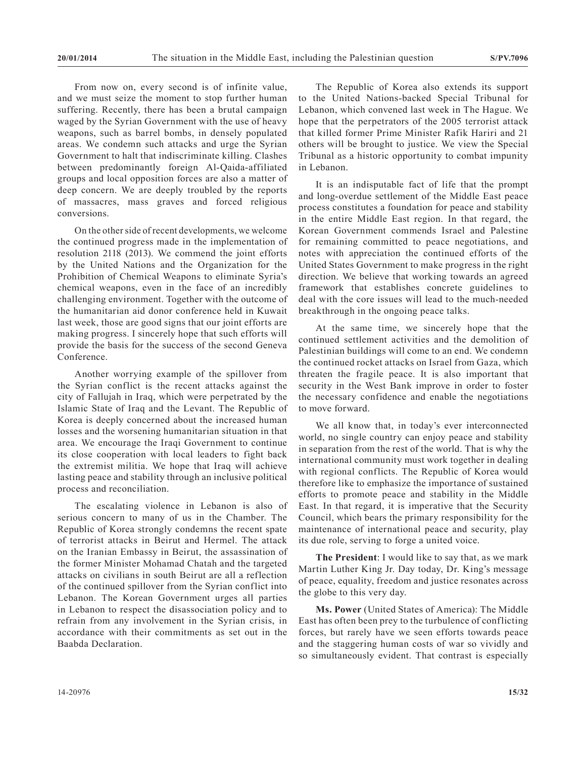From now on, every second is of infinite value, and we must seize the moment to stop further human suffering. Recently, there has been a brutal campaign waged by the Syrian Government with the use of heavy weapons, such as barrel bombs, in densely populated areas. We condemn such attacks and urge the Syrian Government to halt that indiscriminate killing. Clashes between predominantly foreign Al-Qaida-affiliated groups and local opposition forces are also a matter of deep concern. We are deeply troubled by the reports of massacres, mass graves and forced religious conversions.

On the other side of recent developments, we welcome the continued progress made in the implementation of resolution 2118 (2013). We commend the joint efforts by the United Nations and the Organization for the Prohibition of Chemical Weapons to eliminate Syria's chemical weapons, even in the face of an incredibly challenging environment. Together with the outcome of the humanitarian aid donor conference held in Kuwait last week, those are good signs that our joint efforts are making progress. I sincerely hope that such efforts will provide the basis for the success of the second Geneva Conference.

Another worrying example of the spillover from the Syrian conflict is the recent attacks against the city of Fallujah in Iraq, which were perpetrated by the Islamic State of Iraq and the Levant. The Republic of Korea is deeply concerned about the increased human losses and the worsening humanitarian situation in that area. We encourage the Iraqi Government to continue its close cooperation with local leaders to fight back the extremist militia. We hope that Iraq will achieve lasting peace and stability through an inclusive political process and reconciliation.

The escalating violence in Lebanon is also of serious concern to many of us in the Chamber. The Republic of Korea strongly condemns the recent spate of terrorist attacks in Beirut and Hermel. The attack on the Iranian Embassy in Beirut, the assassination of the former Minister Mohamad Chatah and the targeted attacks on civilians in south Beirut are all a reflection of the continued spillover from the Syrian conflict into Lebanon. The Korean Government urges all parties in Lebanon to respect the disassociation policy and to refrain from any involvement in the Syrian crisis, in accordance with their commitments as set out in the Baabda Declaration.

The Republic of Korea also extends its support to the United Nations-backed Special Tribunal for Lebanon, which convened last week in The Hague. We hope that the perpetrators of the 2005 terrorist attack that killed former Prime Minister Rafik Hariri and 21 others will be brought to justice. We view the Special Tribunal as a historic opportunity to combat impunity in Lebanon.

It is an indisputable fact of life that the prompt and long-overdue settlement of the Middle East peace process constitutes a foundation for peace and stability in the entire Middle East region. In that regard, the Korean Government commends Israel and Palestine for remaining committed to peace negotiations, and notes with appreciation the continued efforts of the United States Government to make progress in the right direction. We believe that working towards an agreed framework that establishes concrete guidelines to deal with the core issues will lead to the much-needed breakthrough in the ongoing peace talks.

At the same time, we sincerely hope that the continued settlement activities and the demolition of Palestinian buildings will come to an end. We condemn the continued rocket attacks on Israel from Gaza, which threaten the fragile peace. It is also important that security in the West Bank improve in order to foster the necessary confidence and enable the negotiations to move forward.

We all know that, in today's ever interconnected world, no single country can enjoy peace and stability in separation from the rest of the world. That is why the international community must work together in dealing with regional conflicts. The Republic of Korea would therefore like to emphasize the importance of sustained efforts to promote peace and stability in the Middle East. In that regard, it is imperative that the Security Council, which bears the primary responsibility for the maintenance of international peace and security, play its due role, serving to forge a united voice.

**The President**: I would like to say that, as we mark Martin Luther King Jr. Day today, Dr. King's message of peace, equality, freedom and justice resonates across the globe to this very day.

**Ms. Power** (United States of America): The Middle East has often been prey to the turbulence of conflicting forces, but rarely have we seen efforts towards peace and the staggering human costs of war so vividly and so simultaneously evident. That contrast is especially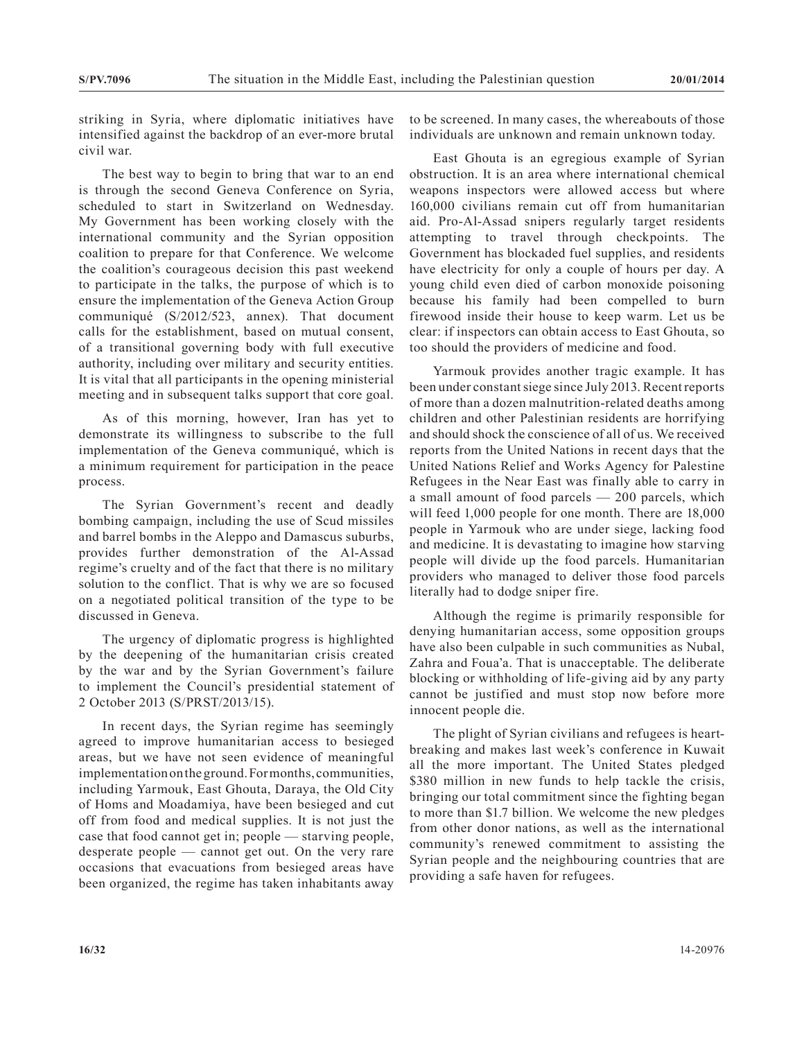striking in Syria, where diplomatic initiatives have intensified against the backdrop of an ever-more brutal civil war.

The best way to begin to bring that war to an end is through the second Geneva Conference on Syria, scheduled to start in Switzerland on Wednesday. My Government has been working closely with the international community and the Syrian opposition coalition to prepare for that Conference. We welcome the coalition's courageous decision this past weekend to participate in the talks, the purpose of which is to ensure the implementation of the Geneva Action Group communiqué (S/2012/523, annex). That document calls for the establishment, based on mutual consent, of a transitional governing body with full executive authority, including over military and security entities. It is vital that all participants in the opening ministerial meeting and in subsequent talks support that core goal.

As of this morning, however, Iran has yet to demonstrate its willingness to subscribe to the full implementation of the Geneva communiqué, which is a minimum requirement for participation in the peace process.

The Syrian Government's recent and deadly bombing campaign, including the use of Scud missiles and barrel bombs in the Aleppo and Damascus suburbs, provides further demonstration of the Al-Assad regime's cruelty and of the fact that there is no military solution to the conflict. That is why we are so focused on a negotiated political transition of the type to be discussed in Geneva.

The urgency of diplomatic progress is highlighted by the deepening of the humanitarian crisis created by the war and by the Syrian Government's failure to implement the Council's presidential statement of 2 October 2013 (S/PRST/2013/15).

In recent days, the Syrian regime has seemingly agreed to improve humanitarian access to besieged areas, but we have not seen evidence of meaningful implementation on the ground. For months, communities, including Yarmouk, East Ghouta, Daraya, the Old City of Homs and Moadamiya, have been besieged and cut off from food and medical supplies. It is not just the case that food cannot get in; people — starving people, desperate people — cannot get out. On the very rare occasions that evacuations from besieged areas have been organized, the regime has taken inhabitants away to be screened. In many cases, the whereabouts of those individuals are unknown and remain unknown today.

East Ghouta is an egregious example of Syrian obstruction. It is an area where international chemical weapons inspectors were allowed access but where 160,000 civilians remain cut off from humanitarian aid. Pro-Al-Assad snipers regularly target residents attempting to travel through checkpoints. The Government has blockaded fuel supplies, and residents have electricity for only a couple of hours per day. A young child even died of carbon monoxide poisoning because his family had been compelled to burn firewood inside their house to keep warm. Let us be clear: if inspectors can obtain access to East Ghouta, so too should the providers of medicine and food.

Yarmouk provides another tragic example. It has been under constant siege since July 2013. Recent reports of more than a dozen malnutrition-related deaths among children and other Palestinian residents are horrifying and should shock the conscience of all of us. We received reports from the United Nations in recent days that the United Nations Relief and Works Agency for Palestine Refugees in the Near East was finally able to carry in a small amount of food parcels — 200 parcels, which will feed 1,000 people for one month. There are 18,000 people in Yarmouk who are under siege, lacking food and medicine. It is devastating to imagine how starving people will divide up the food parcels. Humanitarian providers who managed to deliver those food parcels literally had to dodge sniper fire.

Although the regime is primarily responsible for denying humanitarian access, some opposition groups have also been culpable in such communities as Nubal, Zahra and Foua'a. That is unacceptable. The deliberate blocking or withholding of life-giving aid by any party cannot be justified and must stop now before more innocent people die.

The plight of Syrian civilians and refugees is heart-breaking and makes last week's conference in Kuwait all the more important. The United States pledged $380 million in new funds to help tackle the crisis, bringing our total commitment since the fighting began to more than $1.7 billion. We welcome the new pledges from other donor nations, as well as the international community's renewed commitment to assisting the Syrian people and the neighbouring countries that are providing a safe haven for refugees.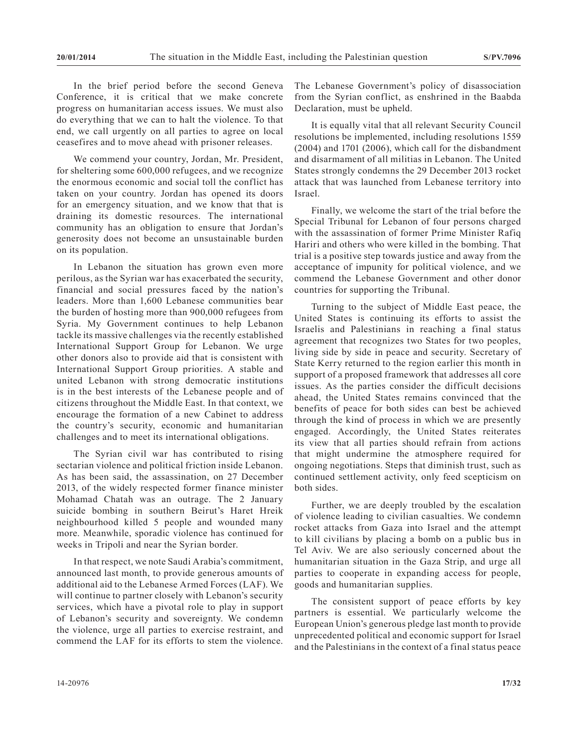In the brief period before the second Geneva Conference, it is critical that we make concrete progress on humanitarian access issues. We must also do everything that we can to halt the violence. To that end, we call urgently on all parties to agree on local ceasefires and to move ahead with prisoner releases.

We commend your country, Jordan, Mr. President, for sheltering some 600,000 refugees, and we recognize the enormous economic and social toll the conflict has taken on your country. Jordan has opened its doors for an emergency situation, and we know that that is draining its domestic resources. The international community has an obligation to ensure that Jordan's generosity does not become an unsustainable burden on its population.

In Lebanon the situation has grown even more perilous, as the Syrian war has exacerbated the security, financial and social pressures faced by the nation's leaders. More than 1,600 Lebanese communities bear the burden of hosting more than 900,000 refugees from Syria. My Government continues to help Lebanon tackle its massive challenges via the recently established International Support Group for Lebanon. We urge other donors also to provide aid that is consistent with International Support Group priorities. A stable and united Lebanon with strong democratic institutions is in the best interests of the Lebanese people and of citizens throughout the Middle East. In that context, we encourage the formation of a new Cabinet to address the country's security, economic and humanitarian challenges and to meet its international obligations.

The Syrian civil war has contributed to rising sectarian violence and political friction inside Lebanon. As has been said, the assassination, on 27 December 2013, of the widely respected former finance minister Mohamad Chatah was an outrage. The 2 January suicide bombing in southern Beirut's Haret Hreik neighbourhood killed 5 people and wounded many more. Meanwhile, sporadic violence has continued for weeks in Tripoli and near the Syrian border.

In that respect, we note Saudi Arabia's commitment, announced last month, to provide generous amounts of additional aid to the Lebanese Armed Forces (LAF). We will continue to partner closely with Lebanon's security services, which have a pivotal role to play in support of Lebanon's security and sovereignty. We condemn the violence, urge all parties to exercise restraint, and commend the LAF for its efforts to stem the violence. The Lebanese Government's policy of disassociation from the Syrian conflict, as enshrined in the Baabda Declaration, must be upheld.

It is equally vital that all relevant Security Council resolutions be implemented, including resolutions 1559 (2004) and 1701 (2006), which call for the disbandment and disarmament of all militias in Lebanon. The United States strongly condemns the 29 December 2013 rocket attack that was launched from Lebanese territory into Israel.

Finally, we welcome the start of the trial before the Special Tribunal for Lebanon of four persons charged with the assassination of former Prime Minister Rafiq Hariri and others who were killed in the bombing. That trial is a positive step towards justice and away from the acceptance of impunity for political violence, and we commend the Lebanese Government and other donor countries for supporting the Tribunal.

Turning to the subject of Middle East peace, the United States is continuing its efforts to assist the Israelis and Palestinians in reaching a final status agreement that recognizes two States for two peoples, living side by side in peace and security. Secretary of State Kerry returned to the region earlier this month in support of a proposed framework that addresses all core issues. As the parties consider the difficult decisions ahead, the United States remains convinced that the benefits of peace for both sides can best be achieved through the kind of process in which we are presently engaged. Accordingly, the United States reiterates its view that all parties should refrain from actions that might undermine the atmosphere required for ongoing negotiations. Steps that diminish trust, such as continued settlement activity, only feed scepticism on both sides.

Further, we are deeply troubled by the escalation of violence leading to civilian casualties. We condemn rocket attacks from Gaza into Israel and the attempt to kill civilians by placing a bomb on a public bus in Tel Aviv. We are also seriously concerned about the humanitarian situation in the Gaza Strip, and urge all parties to cooperate in expanding access for people, goods and humanitarian supplies.

The consistent support of peace efforts by key partners is essential. We particularly welcome the European Union's generous pledge last month to provide unprecedented political and economic support for Israel and the Palestinians in the context of a final status peace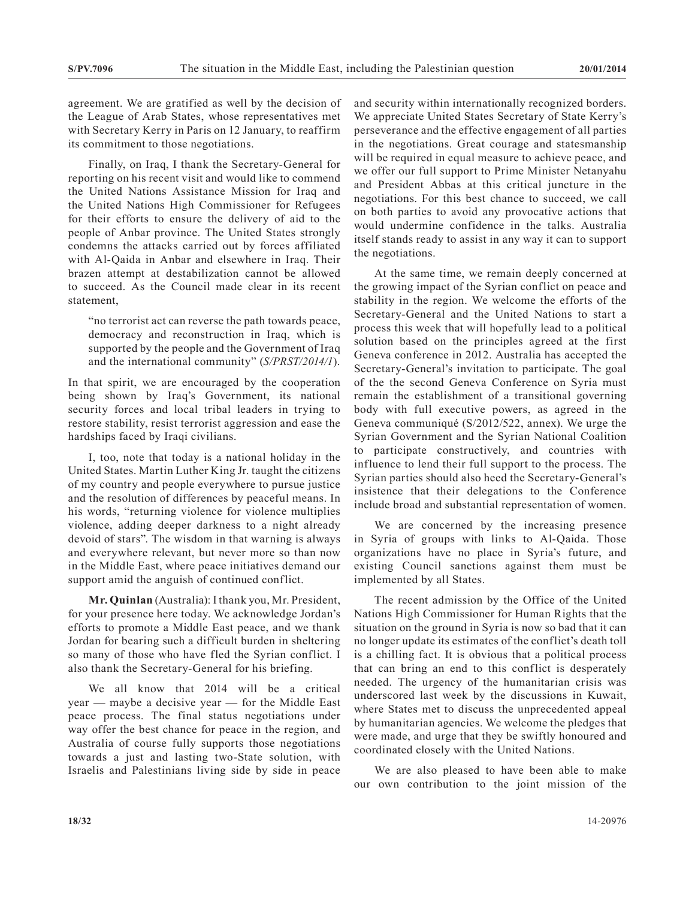agreement. We are gratified as well by the decision of the League of Arab States, whose representatives met with Secretary Kerry in Paris on 12 January, to reaffirm its commitment to those negotiations.

Finally, on Iraq, I thank the Secretary-General for reporting on his recent visit and would like to commend the United Nations Assistance Mission for Iraq and the United Nations High Commissioner for Refugees for their efforts to ensure the delivery of aid to the people of Anbar province. The United States strongly condemns the attacks carried out by forces affiliated with Al-Qaida in Anbar and elsewhere in Iraq. Their brazen attempt at destabilization cannot be allowed to succeed. As the Council made clear in its recent statement,

> "no terrorist act can reverse the path towards peace, democracy and reconstruction in Iraq, which is supported by the people and the Government of Iraq and the international community" (*S/PRST/2014/1*).

In that spirit, we are encouraged by the cooperation being shown by Iraq's Government, its national security forces and local tribal leaders in trying to restore stability, resist terrorist aggression and ease the hardships faced by Iraqi civilians.

I, too, note that today is a national holiday in the United States. Martin Luther King Jr. taught the citizens of my country and people everywhere to pursue justice and the resolution of differences by peaceful means. In his words, "returning violence for violence multiplies violence, adding deeper darkness to a night already devoid of stars". The wisdom in that warning is always and everywhere relevant, but never more so than now in the Middle East, where peace initiatives demand our support amid the anguish of continued conflict.

**Mr. Quinlan** (Australia): I thank you, Mr. President, for your presence here today. We acknowledge Jordan's efforts to promote a Middle East peace, and we thank Jordan for bearing such a difficult burden in sheltering so many of those who have fled the Syrian conflict. I also thank the Secretary-General for his briefing.

We all know that 2014 will be a critical year — maybe a decisive year — for the Middle East peace process. The final status negotiations under way offer the best chance for peace in the region, and Australia of course fully supports those negotiations towards a just and lasting two-State solution, with Israelis and Palestinians living side by side in peace and security within internationally recognized borders. We appreciate United States Secretary of State Kerry's perseverance and the effective engagement of all parties in the negotiations. Great courage and statesmanship will be required in equal measure to achieve peace, and we offer our full support to Prime Minister Netanyahu and President Abbas at this critical juncture in the negotiations. For this best chance to succeed, we call on both parties to avoid any provocative actions that would undermine confidence in the talks. Australia itself stands ready to assist in any way it can to support the negotiations.

At the same time, we remain deeply concerned at the growing impact of the Syrian conflict on peace and stability in the region. We welcome the efforts of the Secretary-General and the United Nations to start a process this week that will hopefully lead to a political solution based on the principles agreed at the first Geneva conference in 2012. Australia has accepted the Secretary-General's invitation to participate. The goal of the the second Geneva Conference on Syria must remain the establishment of a transitional governing body with full executive powers, as agreed in the Geneva communiqué (S/2012/522, annex). We urge the Syrian Government and the Syrian National Coalition to participate constructively, and countries with influence to lend their full support to the process. The Syrian parties should also heed the Secretary-General's insistence that their delegations to the Conference include broad and substantial representation of women.

We are concerned by the increasing presence in Syria of groups with links to Al-Qaida. Those organizations have no place in Syria's future, and existing Council sanctions against them must be implemented by all States.

The recent admission by the Office of the United Nations High Commissioner for Human Rights that the situation on the ground in Syria is now so bad that it can no longer update its estimates of the conflict's death toll is a chilling fact. It is obvious that a political process that can bring an end to this conflict is desperately needed. The urgency of the humanitarian crisis was underscored last week by the discussions in Kuwait, where States met to discuss the unprecedented appeal by humanitarian agencies. We welcome the pledges that were made, and urge that they be swiftly honoured and coordinated closely with the United Nations.

We are also pleased to have been able to make our own contribution to the joint mission of the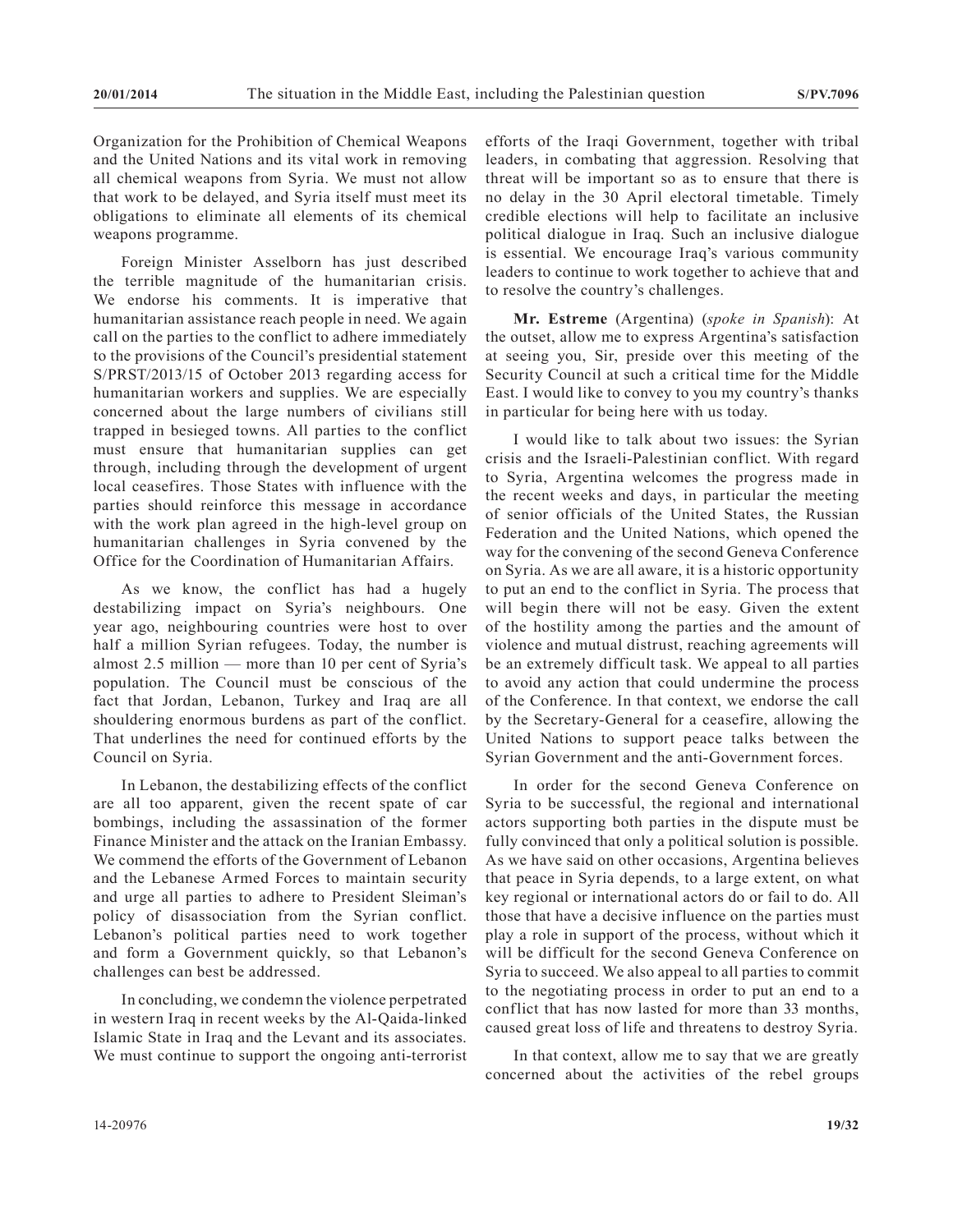Organization for the Prohibition of Chemical Weapons and the United Nations and its vital work in removing all chemical weapons from Syria. We must not allow that work to be delayed, and Syria itself must meet its obligations to eliminate all elements of its chemical weapons programme.

Foreign Minister Asselborn has just described the terrible magnitude of the humanitarian crisis. We endorse his comments. It is imperative that humanitarian assistance reach people in need. We again call on the parties to the conflict to adhere immediately to the provisions of the Council's presidential statement S/PRST/2013/15 of October 2013 regarding access for humanitarian workers and supplies. We are especially concerned about the large numbers of civilians still trapped in besieged towns. All parties to the conflict must ensure that humanitarian supplies can get through, including through the development of urgent local ceasefires. Those States with influence with the parties should reinforce this message in accordance with the work plan agreed in the high-level group on humanitarian challenges in Syria convened by the Office for the Coordination of Humanitarian Affairs.

As we know, the conflict has had a hugely destabilizing impact on Syria's neighbours. One year ago, neighbouring countries were host to over half a million Syrian refugees. Today, the number is almost 2.5 million — more than 10 per cent of Syria's population. The Council must be conscious of the fact that Jordan, Lebanon, Turkey and Iraq are all shouldering enormous burdens as part of the conflict. That underlines the need for continued efforts by the Council on Syria.

In Lebanon, the destabilizing effects of the conflict are all too apparent, given the recent spate of car bombings, including the assassination of the former Finance Minister and the attack on the Iranian Embassy. We commend the efforts of the Government of Lebanon and the Lebanese Armed Forces to maintain security and urge all parties to adhere to President Sleiman's policy of disassociation from the Syrian conflict. Lebanon's political parties need to work together and form a Government quickly, so that Lebanon's challenges can best be addressed.

In concluding, we condemn the violence perpetrated in western Iraq in recent weeks by the Al-Qaida-linked Islamic State in Iraq and the Levant and its associates. We must continue to support the ongoing anti-terrorist efforts of the Iraqi Government, together with tribal leaders, in combating that aggression. Resolving that threat will be important so as to ensure that there is no delay in the 30 April electoral timetable. Timely credible elections will help to facilitate an inclusive political dialogue in Iraq. Such an inclusive dialogue is essential. We encourage Iraq's various community leaders to continue to work together to achieve that and to resolve the country's challenges.

**Mr. Estreme** (Argentina) (*spoke in Spanish*): At the outset, allow me to express Argentina's satisfaction at seeing you, Sir, preside over this meeting of the Security Council at such a critical time for the Middle East. I would like to convey to you my country's thanks in particular for being here with us today.

I would like to talk about two issues: the Syrian crisis and the Israeli-Palestinian conflict. With regard to Syria, Argentina welcomes the progress made in the recent weeks and days, in particular the meeting of senior officials of the United States, the Russian Federation and the United Nations, which opened the way for the convening of the second Geneva Conference on Syria. As we are all aware, it is a historic opportunity to put an end to the conflict in Syria. The process that will begin there will not be easy. Given the extent of the hostility among the parties and the amount of violence and mutual distrust, reaching agreements will be an extremely difficult task. We appeal to all parties to avoid any action that could undermine the process of the Conference. In that context, we endorse the call by the Secretary-General for a ceasefire, allowing the United Nations to support peace talks between the Syrian Government and the anti-Government forces.

In order for the second Geneva Conference on Syria to be successful, the regional and international actors supporting both parties in the dispute must be fully convinced that only a political solution is possible. As we have said on other occasions, Argentina believes that peace in Syria depends, to a large extent, on what key regional or international actors do or fail to do. All those that have a decisive influence on the parties must play a role in support of the process, without which it will be difficult for the second Geneva Conference on Syria to succeed. We also appeal to all parties to commit to the negotiating process in order to put an end to a conflict that has now lasted for more than 33 months, caused great loss of life and threatens to destroy Syria.

In that context, allow me to say that we are greatly concerned about the activities of the rebel groups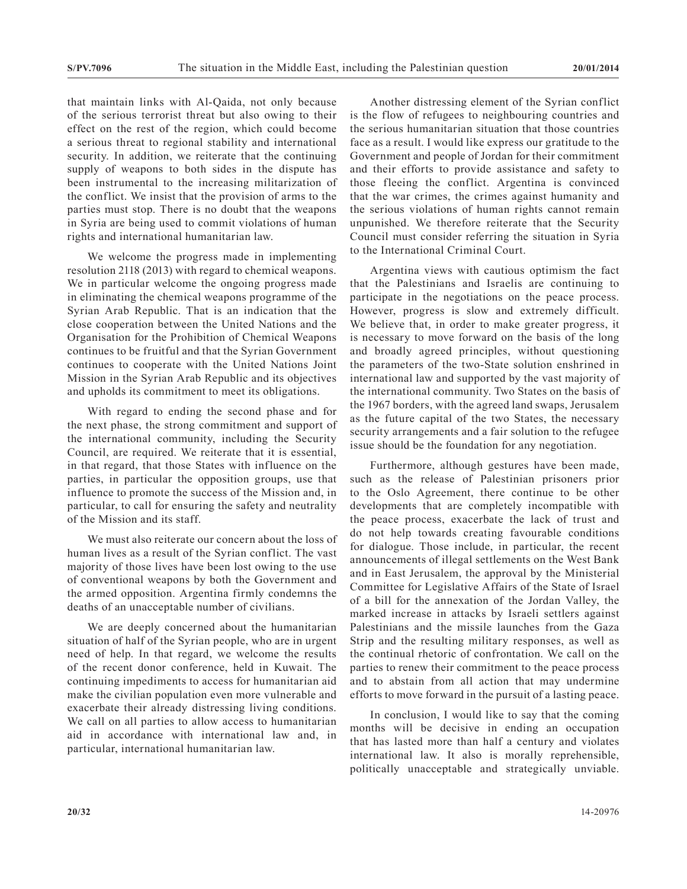that maintain links with Al-Qaida, not only because of the serious terrorist threat but also owing to their effect on the rest of the region, which could become a serious threat to regional stability and international security. In addition, we reiterate that the continuing supply of weapons to both sides in the dispute has been instrumental to the increasing militarization of the conflict. We insist that the provision of arms to the parties must stop. There is no doubt that the weapons in Syria are being used to commit violations of human rights and international humanitarian law.

We welcome the progress made in implementing resolution 2118 (2013) with regard to chemical weapons. We in particular welcome the ongoing progress made in eliminating the chemical weapons programme of the Syrian Arab Republic. That is an indication that the close cooperation between the United Nations and the Organisation for the Prohibition of Chemical Weapons continues to be fruitful and that the Syrian Government continues to cooperate with the United Nations Joint Mission in the Syrian Arab Republic and its objectives and upholds its commitment to meet its obligations.

With regard to ending the second phase and for the next phase, the strong commitment and support of the international community, including the Security Council, are required. We reiterate that it is essential, in that regard, that those States with influence on the parties, in particular the opposition groups, use that influence to promote the success of the Mission and, in particular, to call for ensuring the safety and neutrality of the Mission and its staff.

We must also reiterate our concern about the loss of human lives as a result of the Syrian conflict. The vast majority of those lives have been lost owing to the use of conventional weapons by both the Government and the armed opposition. Argentina firmly condemns the deaths of an unacceptable number of civilians.

We are deeply concerned about the humanitarian situation of half of the Syrian people, who are in urgent need of help. In that regard, we welcome the results of the recent donor conference, held in Kuwait. The continuing impediments to access for humanitarian aid make the civilian population even more vulnerable and exacerbate their already distressing living conditions. We call on all parties to allow access to humanitarian aid in accordance with international law and, in particular, international humanitarian law.

Another distressing element of the Syrian conflict is the flow of refugees to neighbouring countries and the serious humanitarian situation that those countries face as a result. I would like express our gratitude to the Government and people of Jordan for their commitment and their efforts to provide assistance and safety to those fleeing the conflict. Argentina is convinced that the war crimes, the crimes against humanity and the serious violations of human rights cannot remain unpunished. We therefore reiterate that the Security Council must consider referring the situation in Syria to the International Criminal Court.

Argentina views with cautious optimism the fact that the Palestinians and Israelis are continuing to participate in the negotiations on the peace process. However, progress is slow and extremely difficult. We believe that, in order to make greater progress, it is necessary to move forward on the basis of the long and broadly agreed principles, without questioning the parameters of the two-State solution enshrined in international law and supported by the vast majority of the international community. Two States on the basis of the 1967 borders, with the agreed land swaps, Jerusalem as the future capital of the two States, the necessary security arrangements and a fair solution to the refugee issue should be the foundation for any negotiation.

Furthermore, although gestures have been made, such as the release of Palestinian prisoners prior to the Oslo Agreement, there continue to be other developments that are completely incompatible with the peace process, exacerbate the lack of trust and do not help towards creating favourable conditions for dialogue. Those include, in particular, the recent announcements of illegal settlements on the West Bank and in East Jerusalem, the approval by the Ministerial Committee for Legislative Affairs of the State of Israel of a bill for the annexation of the Jordan Valley, the marked increase in attacks by Israeli settlers against Palestinians and the missile launches from the Gaza Strip and the resulting military responses, as well as the continual rhetoric of confrontation. We call on the parties to renew their commitment to the peace process and to abstain from all action that may undermine efforts to move forward in the pursuit of a lasting peace.

In conclusion, I would like to say that the coming months will be decisive in ending an occupation that has lasted more than half a century and violates international law. It also is morally reprehensible, politically unacceptable and strategically unviable.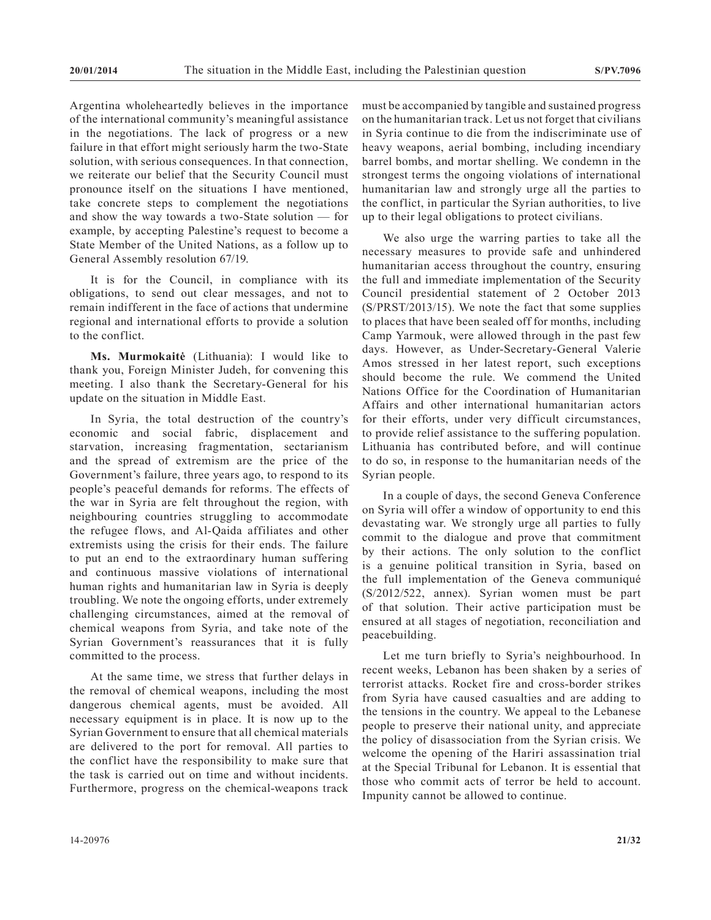Argentina wholeheartedly believes in the importance of the international community's meaningful assistance in the negotiations. The lack of progress or a new failure in that effort might seriously harm the two-State solution, with serious consequences. In that connection, we reiterate our belief that the Security Council must pronounce itself on the situations I have mentioned, take concrete steps to complement the negotiations and show the way towards a two-State solution — for example, by accepting Palestine's request to become a State Member of the United Nations, as a follow up to General Assembly resolution 67/19.

It is for the Council, in compliance with its obligations, to send out clear messages, and not to remain indifferent in the face of actions that undermine regional and international efforts to provide a solution to the conflict.

**Ms. Murmokaitė** (Lithuania): I would like to thank you, Foreign Minister Judeh, for convening this meeting. I also thank the Secretary-General for his update on the situation in Middle East.

In Syria, the total destruction of the country's economic and social fabric, displacement and starvation, increasing fragmentation, sectarianism and the spread of extremism are the price of the Government's failure, three years ago, to respond to its people's peaceful demands for reforms. The effects of the war in Syria are felt throughout the region, with neighbouring countries struggling to accommodate the refugee flows, and Al-Qaida affiliates and other extremists using the crisis for their ends. The failure to put an end to the extraordinary human suffering and continuous massive violations of international human rights and humanitarian law in Syria is deeply troubling. We note the ongoing efforts, under extremely challenging circumstances, aimed at the removal of chemical weapons from Syria, and take note of the Syrian Government's reassurances that it is fully committed to the process.

At the same time, we stress that further delays in the removal of chemical weapons, including the most dangerous chemical agents, must be avoided. All necessary equipment is in place. It is now up to the Syrian Government to ensure that all chemical materials are delivered to the port for removal. All parties to the conflict have the responsibility to make sure that the task is carried out on time and without incidents. Furthermore, progress on the chemical-weapons track must be accompanied by tangible and sustained progress on the humanitarian track. Let us not forget that civilians in Syria continue to die from the indiscriminate use of heavy weapons, aerial bombing, including incendiary barrel bombs, and mortar shelling. We condemn in the strongest terms the ongoing violations of international humanitarian law and strongly urge all the parties to the conflict, in particular the Syrian authorities, to live up to their legal obligations to protect civilians.

We also urge the warring parties to take all the necessary measures to provide safe and unhindered humanitarian access throughout the country, ensuring the full and immediate implementation of the Security Council presidential statement of 2 October 2013 (S/PRST/2013/15). We note the fact that some supplies to places that have been sealed off for months, including Camp Yarmouk, were allowed through in the past few days. However, as Under-Secretary-General Valerie Amos stressed in her latest report, such exceptions should become the rule. We commend the United Nations Office for the Coordination of Humanitarian Affairs and other international humanitarian actors for their efforts, under very difficult circumstances, to provide relief assistance to the suffering population. Lithuania has contributed before, and will continue to do so, in response to the humanitarian needs of the Syrian people.

In a couple of days, the second Geneva Conference on Syria will offer a window of opportunity to end this devastating war. We strongly urge all parties to fully commit to the dialogue and prove that commitment by their actions. The only solution to the conflict is a genuine political transition in Syria, based on the full implementation of the Geneva communiqué (S/2012/522, annex). Syrian women must be part of that solution. Their active participation must be ensured at all stages of negotiation, reconciliation and peacebuilding.

Let me turn briefly to Syria's neighbourhood. In recent weeks, Lebanon has been shaken by a series of terrorist attacks. Rocket fire and cross-border strikes from Syria have caused casualties and are adding to the tensions in the country. We appeal to the Lebanese people to preserve their national unity, and appreciate the policy of disassociation from the Syrian crisis. We welcome the opening of the Hariri assassination trial at the Special Tribunal for Lebanon. It is essential that those who commit acts of terror be held to account. Impunity cannot be allowed to continue.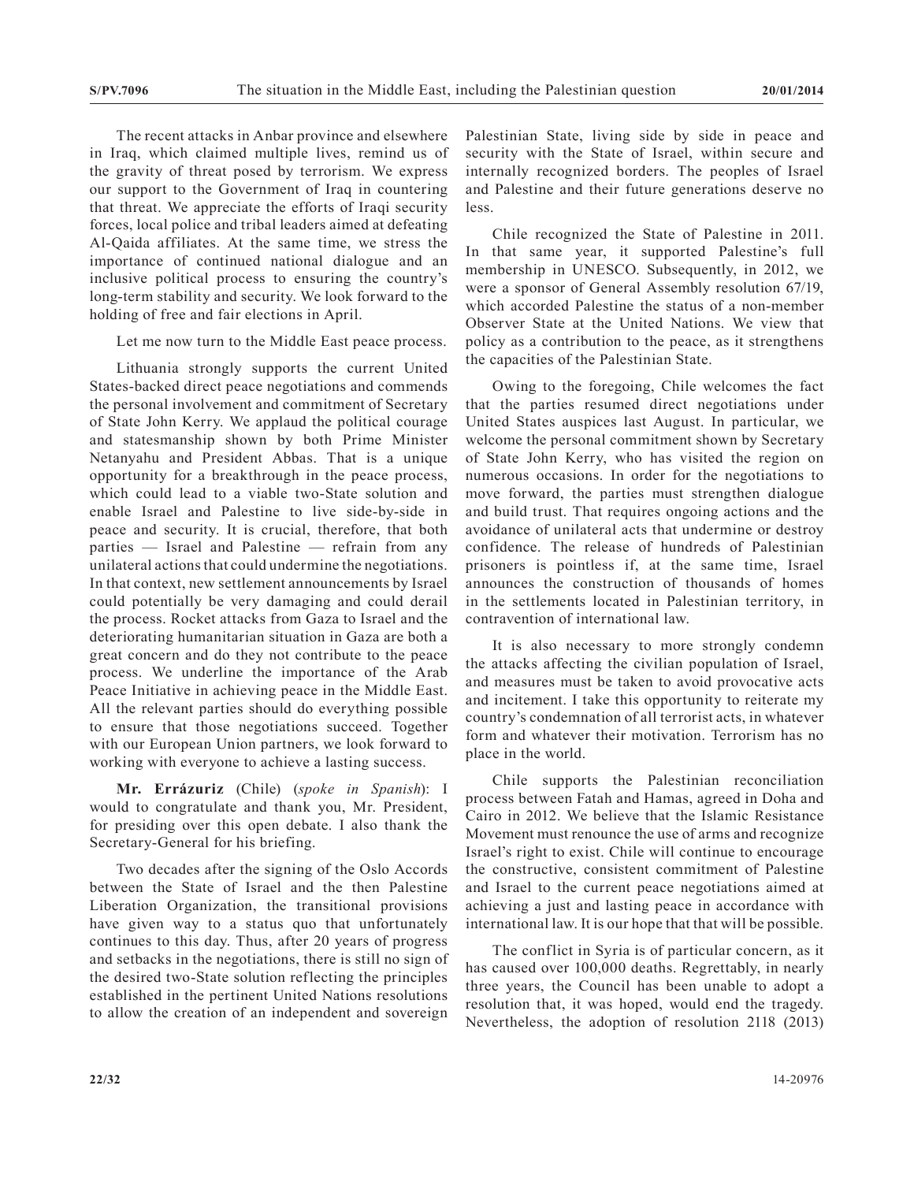The recent attacks in Anbar province and elsewhere in Iraq, which claimed multiple lives, remind us of the gravity of threat posed by terrorism. We express our support to the Government of Iraq in countering that threat. We appreciate the efforts of Iraqi security forces, local police and tribal leaders aimed at defeating Al-Qaida affiliates. At the same time, we stress the importance of continued national dialogue and an inclusive political process to ensuring the country's long-term stability and security. We look forward to the holding of free and fair elections in April.

Let me now turn to the Middle East peace process.

Lithuania strongly supports the current United States-backed direct peace negotiations and commends the personal involvement and commitment of Secretary of State John Kerry. We applaud the political courage and statesmanship shown by both Prime Minister Netanyahu and President Abbas. That is a unique opportunity for a breakthrough in the peace process, which could lead to a viable two-State solution and enable Israel and Palestine to live side-by-side in peace and security. It is crucial, therefore, that both parties — Israel and Palestine — refrain from any unilateral actions that could undermine the negotiations. In that context, new settlement announcements by Israel could potentially be very damaging and could derail the process. Rocket attacks from Gaza to Israel and the deteriorating humanitarian situation in Gaza are both a great concern and do they not contribute to the peace process. We underline the importance of the Arab Peace Initiative in achieving peace in the Middle East. All the relevant parties should do everything possible to ensure that those negotiations succeed. Together with our European Union partners, we look forward to working with everyone to achieve a lasting success.

**Mr. Errázuriz** (Chile) (*spoke in Spanish*): I would to congratulate and thank you, Mr. President, for presiding over this open debate. I also thank the Secretary-General for his briefing.

Two decades after the signing of the Oslo Accords between the State of Israel and the then Palestine Liberation Organization, the transitional provisions have given way to a status quo that unfortunately continues to this day. Thus, after 20 years of progress and setbacks in the negotiations, there is still no sign of the desired two-State solution reflecting the principles established in the pertinent United Nations resolutions to allow the creation of an independent and sovereign Palestinian State, living side by side in peace and security with the State of Israel, within secure and internally recognized borders. The peoples of Israel and Palestine and their future generations deserve no less.

Chile recognized the State of Palestine in 2011. In that same year, it supported Palestine's full membership in UNESCO. Subsequently, in 2012, we were a sponsor of General Assembly resolution 67/19, which accorded Palestine the status of a non-member Observer State at the United Nations. We view that policy as a contribution to the peace, as it strengthens the capacities of the Palestinian State.

Owing to the foregoing, Chile welcomes the fact that the parties resumed direct negotiations under United States auspices last August. In particular, we welcome the personal commitment shown by Secretary of State John Kerry, who has visited the region on numerous occasions. In order for the negotiations to move forward, the parties must strengthen dialogue and build trust. That requires ongoing actions and the avoidance of unilateral acts that undermine or destroy confidence. The release of hundreds of Palestinian prisoners is pointless if, at the same time, Israel announces the construction of thousands of homes in the settlements located in Palestinian territory, in contravention of international law.

It is also necessary to more strongly condemn the attacks affecting the civilian population of Israel, and measures must be taken to avoid provocative acts and incitement. I take this opportunity to reiterate my country's condemnation of all terrorist acts, in whatever form and whatever their motivation. Terrorism has no place in the world.

Chile supports the Palestinian reconciliation process between Fatah and Hamas, agreed in Doha and Cairo in 2012. We believe that the Islamic Resistance Movement must renounce the use of arms and recognize Israel's right to exist. Chile will continue to encourage the constructive, consistent commitment of Palestine and Israel to the current peace negotiations aimed at achieving a just and lasting peace in accordance with international law. It is our hope that that will be possible.

The conflict in Syria is of particular concern, as it has caused over 100,000 deaths. Regrettably, in nearly three years, the Council has been unable to adopt a resolution that, it was hoped, would end the tragedy. Nevertheless, the adoption of resolution 2118 (2013)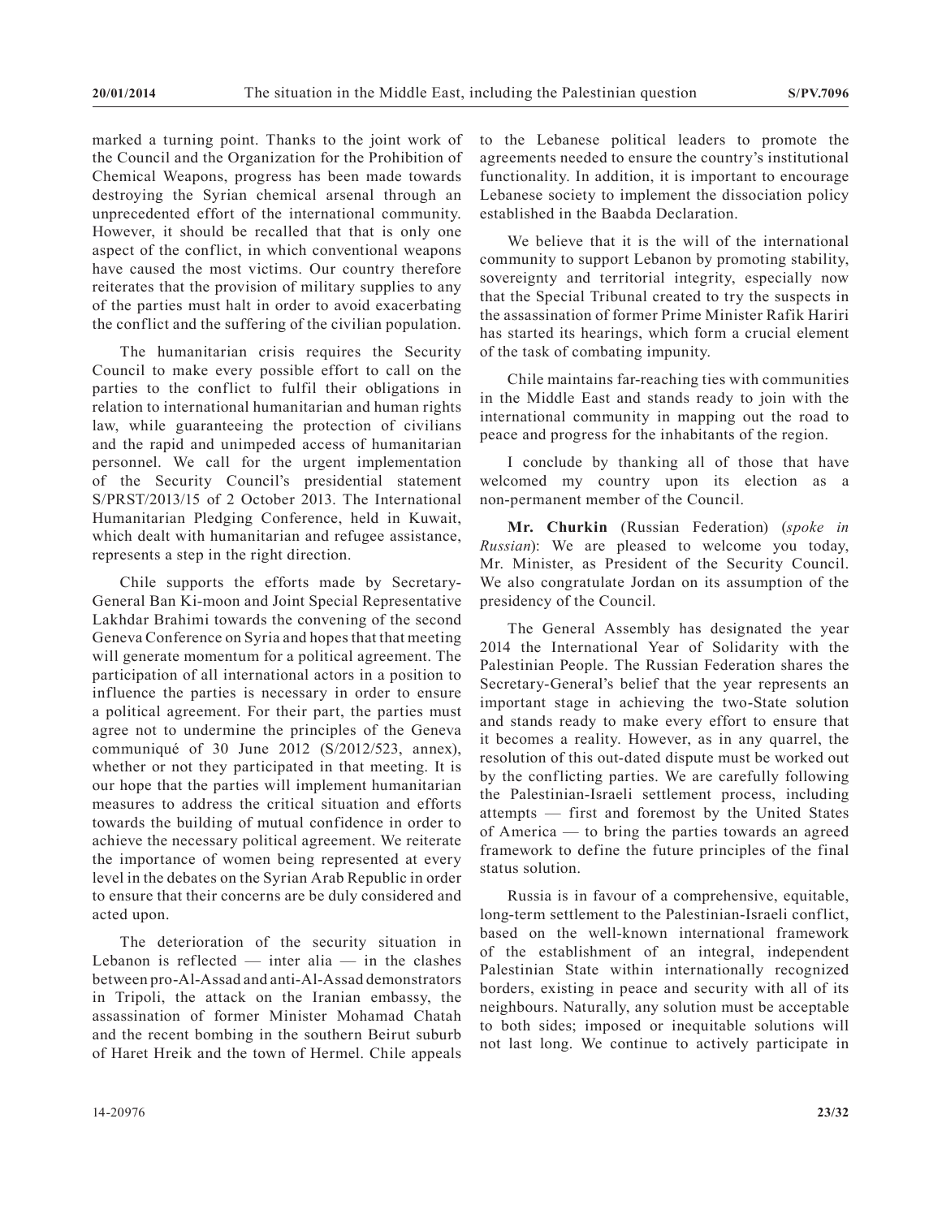marked a turning point. Thanks to the joint work of the Council and the Organization for the Prohibition of Chemical Weapons, progress has been made towards destroying the Syrian chemical arsenal through an unprecedented effort of the international community. However, it should be recalled that that is only one aspect of the conflict, in which conventional weapons have caused the most victims. Our country therefore reiterates that the provision of military supplies to any of the parties must halt in order to avoid exacerbating the conflict and the suffering of the civilian population.

The humanitarian crisis requires the Security Council to make every possible effort to call on the parties to the conflict to fulfil their obligations in relation to international humanitarian and human rights law, while guaranteeing the protection of civilians and the rapid and unimpeded access of humanitarian personnel. We call for the urgent implementation of the Security Council's presidential statement S/PRST/2013/15 of 2 October 2013. The International Humanitarian Pledging Conference, held in Kuwait, which dealt with humanitarian and refugee assistance, represents a step in the right direction.

Chile supports the efforts made by Secretary-General Ban Ki-moon and Joint Special Representative Lakhdar Brahimi towards the convening of the second Geneva Conference on Syria and hopes that that meeting will generate momentum for a political agreement. The participation of all international actors in a position to influence the parties is necessary in order to ensure a political agreement. For their part, the parties must agree not to undermine the principles of the Geneva communiqué of 30 June 2012 (S/2012/523, annex), whether or not they participated in that meeting. It is our hope that the parties will implement humanitarian measures to address the critical situation and efforts towards the building of mutual confidence in order to achieve the necessary political agreement. We reiterate the importance of women being represented at every level in the debates on the Syrian Arab Republic in order to ensure that their concerns are be duly considered and acted upon.

The deterioration of the security situation in Lebanon is reflected — inter alia — in the clashes between pro-Al-Assad and anti-Al-Assad demonstrators in Tripoli, the attack on the Iranian embassy, the assassination of former Minister Mohamad Chatah and the recent bombing in the southern Beirut suburb of Haret Hreik and the town of Hermel. Chile appeals to the Lebanese political leaders to promote the agreements needed to ensure the country's institutional functionality. In addition, it is important to encourage Lebanese society to implement the dissociation policy established in the Baabda Declaration.

We believe that it is the will of the international community to support Lebanon by promoting stability, sovereignty and territorial integrity, especially now that the Special Tribunal created to try the suspects in the assassination of former Prime Minister Rafik Hariri has started its hearings, which form a crucial element of the task of combating impunity.

Chile maintains far-reaching ties with communities in the Middle East and stands ready to join with the international community in mapping out the road to peace and progress for the inhabitants of the region.

I conclude by thanking all of those that have welcomed my country upon its election as a non-permanent member of the Council.

**Mr. Churkin** (Russian Federation) (*spoke in Russian*): We are pleased to welcome you today, Mr. Minister, as President of the Security Council. We also congratulate Jordan on its assumption of the presidency of the Council.

The General Assembly has designated the year 2014 the International Year of Solidarity with the Palestinian People. The Russian Federation shares the Secretary-General's belief that the year represents an important stage in achieving the two-State solution and stands ready to make every effort to ensure that it becomes a reality. However, as in any quarrel, the resolution of this out-dated dispute must be worked out by the conflicting parties. We are carefully following the Palestinian-Israeli settlement process, including attempts — first and foremost by the United States of America — to bring the parties towards an agreed framework to define the future principles of the final status solution.

Russia is in favour of a comprehensive, equitable, long-term settlement to the Palestinian-Israeli conflict, based on the well-known international framework of the establishment of an integral, independent Palestinian State within internationally recognized borders, existing in peace and security with all of its neighbours. Naturally, any solution must be acceptable to both sides; imposed or inequitable solutions will not last long. We continue to actively participate in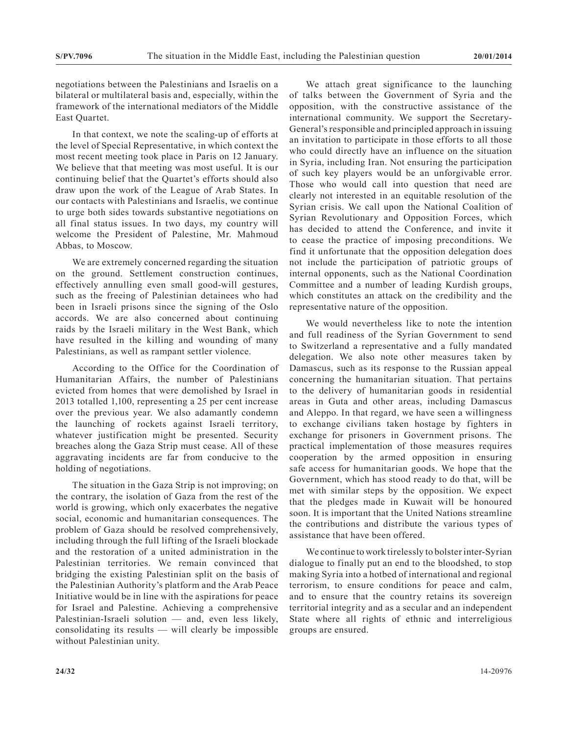negotiations between the Palestinians and Israelis on a bilateral or multilateral basis and, especially, within the framework of the international mediators of the Middle East Quartet.

In that context, we note the scaling-up of efforts at the level of Special Representative, in which context the most recent meeting took place in Paris on 12 January. We believe that that meeting was most useful. It is our continuing belief that the Quartet's efforts should also draw upon the work of the League of Arab States. In our contacts with Palestinians and Israelis, we continue to urge both sides towards substantive negotiations on all final status issues. In two days, my country will welcome the President of Palestine, Mr. Mahmoud Abbas, to Moscow.

We are extremely concerned regarding the situation on the ground. Settlement construction continues, effectively annulling even small good-will gestures, such as the freeing of Palestinian detainees who had been in Israeli prisons since the signing of the Oslo accords. We are also concerned about continuing raids by the Israeli military in the West Bank, which have resulted in the killing and wounding of many Palestinians, as well as rampant settler violence.

According to the Office for the Coordination of Humanitarian Affairs, the number of Palestinians evicted from homes that were demolished by Israel in 2013 totalled 1,100, representing a 25 per cent increase over the previous year. We also adamantly condemn the launching of rockets against Israeli territory, whatever justification might be presented. Security breaches along the Gaza Strip must cease. All of these aggravating incidents are far from conducive to the holding of negotiations.

The situation in the Gaza Strip is not improving; on the contrary, the isolation of Gaza from the rest of the world is growing, which only exacerbates the negative social, economic and humanitarian consequences. The problem of Gaza should be resolved comprehensively, including through the full lifting of the Israeli blockade and the restoration of a united administration in the Palestinian territories. We remain convinced that bridging the existing Palestinian split on the basis of the Palestinian Authority's platform and the Arab Peace Initiative would be in line with the aspirations for peace for Israel and Palestine. Achieving a comprehensive Palestinian-Israeli solution — and, even less likely, consolidating its results — will clearly be impossible without Palestinian unity.

We attach great significance to the launching of talks between the Government of Syria and the opposition, with the constructive assistance of the international community. We support the Secretary-General's responsible and principled approach in issuing an invitation to participate in those efforts to all those who could directly have an influence on the situation in Syria, including Iran. Not ensuring the participation of such key players would be an unforgivable error. Those who would call into question that need are clearly not interested in an equitable resolution of the Syrian crisis. We call upon the National Coalition of Syrian Revolutionary and Opposition Forces, which has decided to attend the Conference, and invite it to cease the practice of imposing preconditions. We find it unfortunate that the opposition delegation does not include the participation of patriotic groups of internal opponents, such as the National Coordination Committee and a number of leading Kurdish groups, which constitutes an attack on the credibility and the representative nature of the opposition.

We would nevertheless like to note the intention and full readiness of the Syrian Government to send to Switzerland a representative and a fully mandated delegation. We also note other measures taken by Damascus, such as its response to the Russian appeal concerning the humanitarian situation. That pertains to the delivery of humanitarian goods in residential areas in Guta and other areas, including Damascus and Aleppo. In that regard, we have seen a willingness to exchange civilians taken hostage by fighters in exchange for prisoners in Government prisons. The practical implementation of those measures requires cooperation by the armed opposition in ensuring safe access for humanitarian goods. We hope that the Government, which has stood ready to do that, will be met with similar steps by the opposition. We expect that the pledges made in Kuwait will be honoured soon. It is important that the United Nations streamline the contributions and distribute the various types of assistance that have been offered.

We continue to work tirelessly to bolster inter-Syrian dialogue to finally put an end to the bloodshed, to stop making Syria into a hotbed of international and regional terrorism, to ensure conditions for peace and calm, and to ensure that the country retains its sovereign territorial integrity and as a secular and an independent State where all rights of ethnic and interreligious groups are ensured.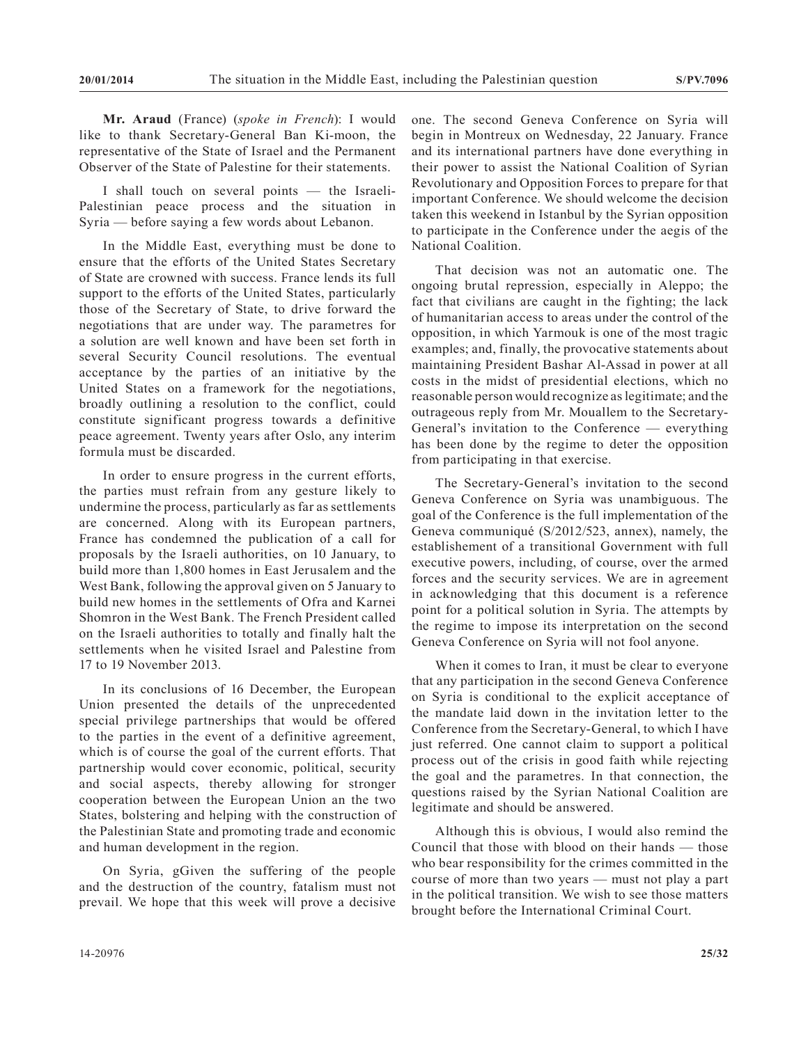**Mr. Araud** (France) (*spoke in French*): I would like to thank Secretary-General Ban Ki-moon, the representative of the State of Israel and the Permanent Observer of the State of Palestine for their statements.

I shall touch on several points — the Israeli-Palestinian peace process and the situation in Syria — before saying a few words about Lebanon.

In the Middle East, everything must be done to ensure that the efforts of the United States Secretary of State are crowned with success. France lends its full support to the efforts of the United States, particularly those of the Secretary of State, to drive forward the negotiations that are under way. The parametres for a solution are well known and have been set forth in several Security Council resolutions. The eventual acceptance by the parties of an initiative by the United States on a framework for the negotiations, broadly outlining a resolution to the conflict, could constitute significant progress towards a definitive peace agreement. Twenty years after Oslo, any interim formula must be discarded.

In order to ensure progress in the current efforts, the parties must refrain from any gesture likely to undermine the process, particularly as far as settlements are concerned. Along with its European partners, France has condemned the publication of a call for proposals by the Israeli authorities, on 10 January, to build more than 1,800 homes in East Jerusalem and the West Bank, following the approval given on 5 January to build new homes in the settlements of Ofra and Karnei Shomron in the West Bank. The French President called on the Israeli authorities to totally and finally halt the settlements when he visited Israel and Palestine from 17 to 19 November 2013.

In its conclusions of 16 December, the European Union presented the details of the unprecedented special privilege partnerships that would be offered to the parties in the event of a definitive agreement, which is of course the goal of the current efforts. That partnership would cover economic, political, security and social aspects, thereby allowing for stronger cooperation between the European Union an the two States, bolstering and helping with the construction of the Palestinian State and promoting trade and economic and human development in the region.

On Syria, gGiven the suffering of the people and the destruction of the country, fatalism must not prevail. We hope that this week will prove a decisive one. The second Geneva Conference on Syria will begin in Montreux on Wednesday, 22 January. France and its international partners have done everything in their power to assist the National Coalition of Syrian Revolutionary and Opposition Forces to prepare for that important Conference. We should welcome the decision taken this weekend in Istanbul by the Syrian opposition to participate in the Conference under the aegis of the National Coalition.

That decision was not an automatic one. The ongoing brutal repression, especially in Aleppo; the fact that civilians are caught in the fighting; the lack of humanitarian access to areas under the control of the opposition, in which Yarmouk is one of the most tragic examples; and, finally, the provocative statements about maintaining President Bashar Al-Assad in power at all costs in the midst of presidential elections, which no reasonable person would recognize as legitimate; and the outrageous reply from Mr. Mouallem to the Secretary-General's invitation to the Conference — everything has been done by the regime to deter the opposition from participating in that exercise.

The Secretary-General's invitation to the second Geneva Conference on Syria was unambiguous. The goal of the Conference is the full implementation of the Geneva communiqué (S/2012/523, annex), namely, the establishement of a transitional Government with full executive powers, including, of course, over the armed forces and the security services. We are in agreement in acknowledging that this document is a reference point for a political solution in Syria. The attempts by the regime to impose its interpretation on the second Geneva Conference on Syria will not fool anyone.

When it comes to Iran, it must be clear to everyone that any participation in the second Geneva Conference on Syria is conditional to the explicit acceptance of the mandate laid down in the invitation letter to the Conference from the Secretary-General, to which I have just referred. One cannot claim to support a political process out of the crisis in good faith while rejecting the goal and the parametres. In that connection, the questions raised by the Syrian National Coalition are legitimate and should be answered.

Although this is obvious, I would also remind the Council that those with blood on their hands — those who bear responsibility for the crimes committed in the course of more than two years — must not play a part in the political transition. We wish to see those matters brought before the International Criminal Court.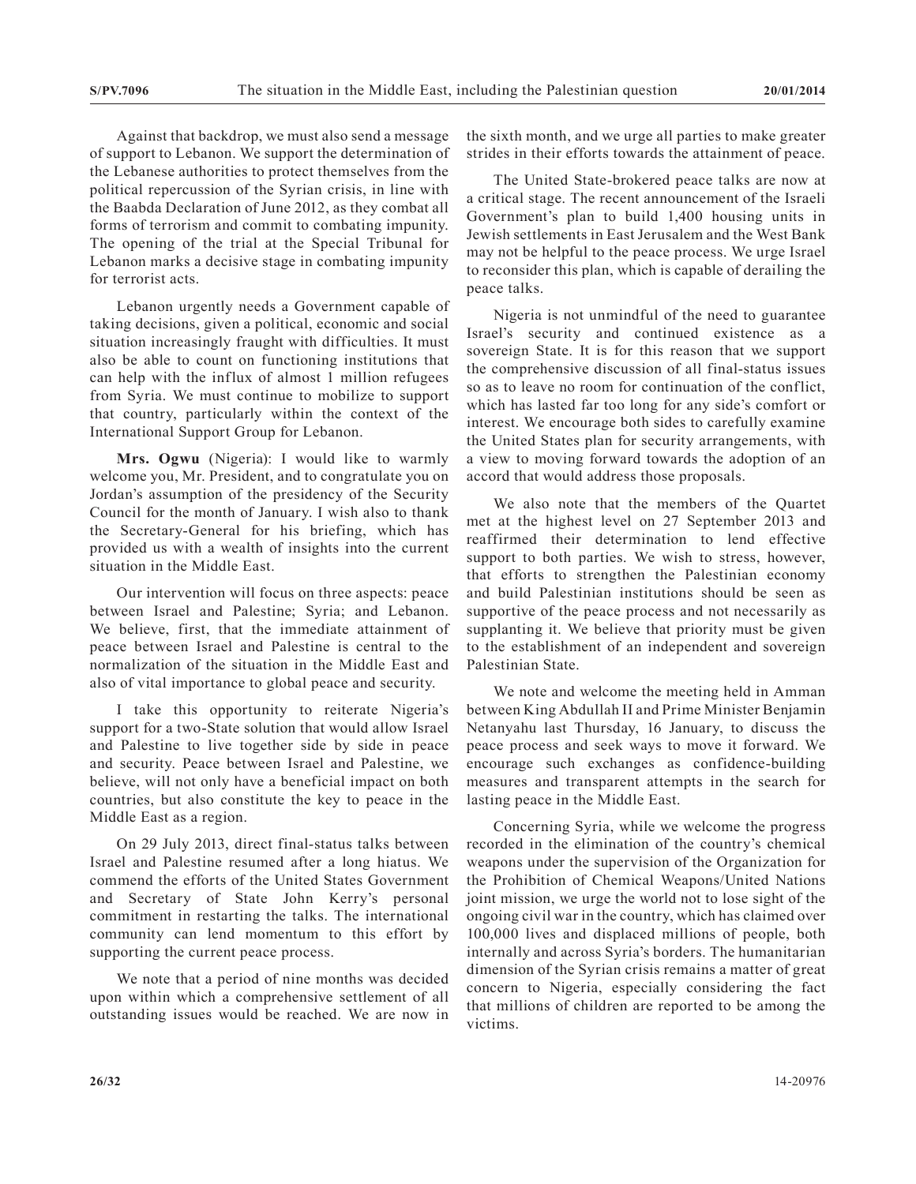Against that backdrop, we must also send a message of support to Lebanon. We support the determination of the Lebanese authorities to protect themselves from the political repercussion of the Syrian crisis, in line with the Baabda Declaration of June 2012, as they combat all forms of terrorism and commit to combating impunity. The opening of the trial at the Special Tribunal for Lebanon marks a decisive stage in combating impunity for terrorist acts.

Lebanon urgently needs a Government capable of taking decisions, given a political, economic and social situation increasingly fraught with difficulties. It must also be able to count on functioning institutions that can help with the influx of almost 1 million refugees from Syria. We must continue to mobilize to support that country, particularly within the context of the International Support Group for Lebanon.

**Mrs. Ogwu** (Nigeria): I would like to warmly welcome you, Mr. President, and to congratulate you on Jordan's assumption of the presidency of the Security Council for the month of January. I wish also to thank the Secretary-General for his briefing, which has provided us with a wealth of insights into the current situation in the Middle East.

Our intervention will focus on three aspects: peace between Israel and Palestine; Syria; and Lebanon. We believe, first, that the immediate attainment of peace between Israel and Palestine is central to the normalization of the situation in the Middle East and also of vital importance to global peace and security.

I take this opportunity to reiterate Nigeria's support for a two-State solution that would allow Israel and Palestine to live together side by side in peace and security. Peace between Israel and Palestine, we believe, will not only have a beneficial impact on both countries, but also constitute the key to peace in the Middle East as a region.

On 29 July 2013, direct final-status talks between Israel and Palestine resumed after a long hiatus. We commend the efforts of the United States Government and Secretary of State John Kerry's personal commitment in restarting the talks. The international community can lend momentum to this effort by supporting the current peace process.

We note that a period of nine months was decided upon within which a comprehensive settlement of all outstanding issues would be reached. We are now in the sixth month, and we urge all parties to make greater strides in their efforts towards the attainment of peace.

The United State-brokered peace talks are now at a critical stage. The recent announcement of the Israeli Government's plan to build 1,400 housing units in Jewish settlements in East Jerusalem and the West Bank may not be helpful to the peace process. We urge Israel to reconsider this plan, which is capable of derailing the peace talks.

Nigeria is not unmindful of the need to guarantee Israel's security and continued existence as a sovereign State. It is for this reason that we support the comprehensive discussion of all final-status issues so as to leave no room for continuation of the conflict, which has lasted far too long for any side's comfort or interest. We encourage both sides to carefully examine the United States plan for security arrangements, with a view to moving forward towards the adoption of an accord that would address those proposals.

We also note that the members of the Quartet met at the highest level on 27 September 2013 and reaffirmed their determination to lend effective support to both parties. We wish to stress, however, that efforts to strengthen the Palestinian economy and build Palestinian institutions should be seen as supportive of the peace process and not necessarily as supplanting it. We believe that priority must be given to the establishment of an independent and sovereign Palestinian State.

We note and welcome the meeting held in Amman between King Abdullah II and Prime Minister Benjamin Netanyahu last Thursday, 16 January, to discuss the peace process and seek ways to move it forward. We encourage such exchanges as confidence-building measures and transparent attempts in the search for lasting peace in the Middle East.

Concerning Syria, while we welcome the progress recorded in the elimination of the country's chemical weapons under the supervision of the Organization for the Prohibition of Chemical Weapons/United Nations joint mission, we urge the world not to lose sight of the ongoing civil war in the country, which has claimed over 100,000 lives and displaced millions of people, both internally and across Syria's borders. The humanitarian dimension of the Syrian crisis remains a matter of great concern to Nigeria, especially considering the fact that millions of children are reported to be among the victims.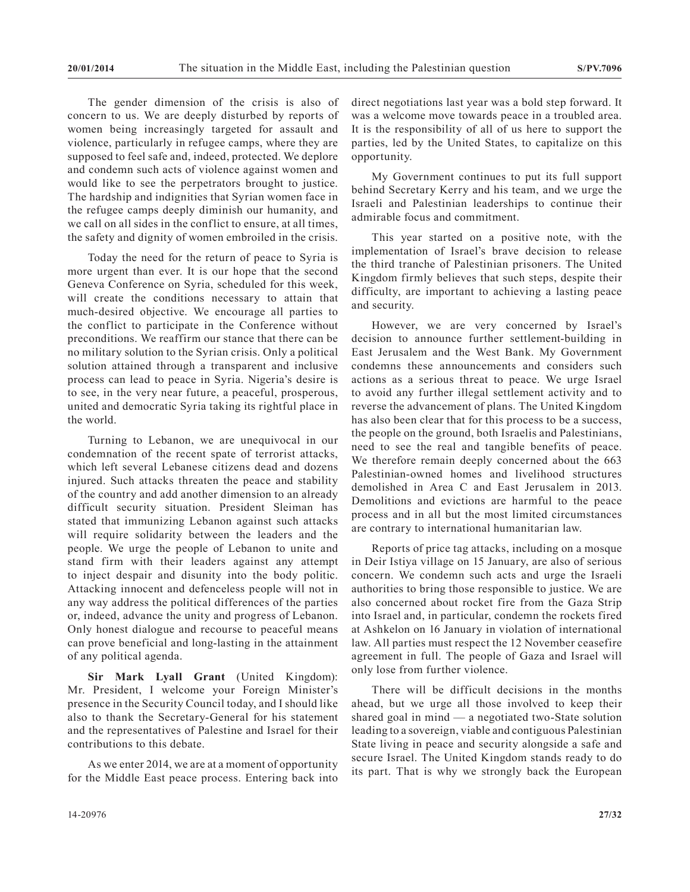The gender dimension of the crisis is also of concern to us. We are deeply disturbed by reports of women being increasingly targeted for assault and violence, particularly in refugee camps, where they are supposed to feel safe and, indeed, protected. We deplore and condemn such acts of violence against women and would like to see the perpetrators brought to justice. The hardship and indignities that Syrian women face in the refugee camps deeply diminish our humanity, and we call on all sides in the conflict to ensure, at all times, the safety and dignity of women embroiled in the crisis.

Today the need for the return of peace to Syria is more urgent than ever. It is our hope that the second Geneva Conference on Syria, scheduled for this week, will create the conditions necessary to attain that much-desired objective. We encourage all parties to the conflict to participate in the Conference without preconditions. We reaffirm our stance that there can be no military solution to the Syrian crisis. Only a political solution attained through a transparent and inclusive process can lead to peace in Syria. Nigeria's desire is to see, in the very near future, a peaceful, prosperous, united and democratic Syria taking its rightful place in the world.

Turning to Lebanon, we are unequivocal in our condemnation of the recent spate of terrorist attacks, which left several Lebanese citizens dead and dozens injured. Such attacks threaten the peace and stability of the country and add another dimension to an already difficult security situation. President Sleiman has stated that immunizing Lebanon against such attacks will require solidarity between the leaders and the people. We urge the people of Lebanon to unite and stand firm with their leaders against any attempt to inject despair and disunity into the body politic. Attacking innocent and defenceless people will not in any way address the political differences of the parties or, indeed, advance the unity and progress of Lebanon. Only honest dialogue and recourse to peaceful means can prove beneficial and long-lasting in the attainment of any political agenda.

**Sir Mark Lyall Grant** (United Kingdom): Mr. President, I welcome your Foreign Minister's presence in the Security Council today, and I should like also to thank the Secretary-General for his statement and the representatives of Palestine and Israel for their contributions to this debate.

As we enter 2014, we are at a moment of opportunity for the Middle East peace process. Entering back into direct negotiations last year was a bold step forward. It was a welcome move towards peace in a troubled area. It is the responsibility of all of us here to support the parties, led by the United States, to capitalize on this opportunity.

My Government continues to put its full support behind Secretary Kerry and his team, and we urge the Israeli and Palestinian leaderships to continue their admirable focus and commitment.

This year started on a positive note, with the implementation of Israel's brave decision to release the third tranche of Palestinian prisoners. The United Kingdom firmly believes that such steps, despite their difficulty, are important to achieving a lasting peace and security.

However, we are very concerned by Israel's decision to announce further settlement-building in East Jerusalem and the West Bank. My Government condemns these announcements and considers such actions as a serious threat to peace. We urge Israel to avoid any further illegal settlement activity and to reverse the advancement of plans. The United Kingdom has also been clear that for this process to be a success, the people on the ground, both Israelis and Palestinians, need to see the real and tangible benefits of peace. We therefore remain deeply concerned about the 663 Palestinian-owned homes and livelihood structures demolished in Area C and East Jerusalem in 2013. Demolitions and evictions are harmful to the peace process and in all but the most limited circumstances are contrary to international humanitarian law.

Reports of price tag attacks, including on a mosque in Deir Istiya village on 15 January, are also of serious concern. We condemn such acts and urge the Israeli authorities to bring those responsible to justice. We are also concerned about rocket fire from the Gaza Strip into Israel and, in particular, condemn the rockets fired at Ashkelon on 16 January in violation of international law. All parties must respect the 12 November ceasefire agreement in full. The people of Gaza and Israel will only lose from further violence.

There will be difficult decisions in the months ahead, but we urge all those involved to keep their shared goal in mind — a negotiated two-State solution leading to a sovereign, viable and contiguous Palestinian State living in peace and security alongside a safe and secure Israel. The United Kingdom stands ready to do its part. That is why we strongly back the European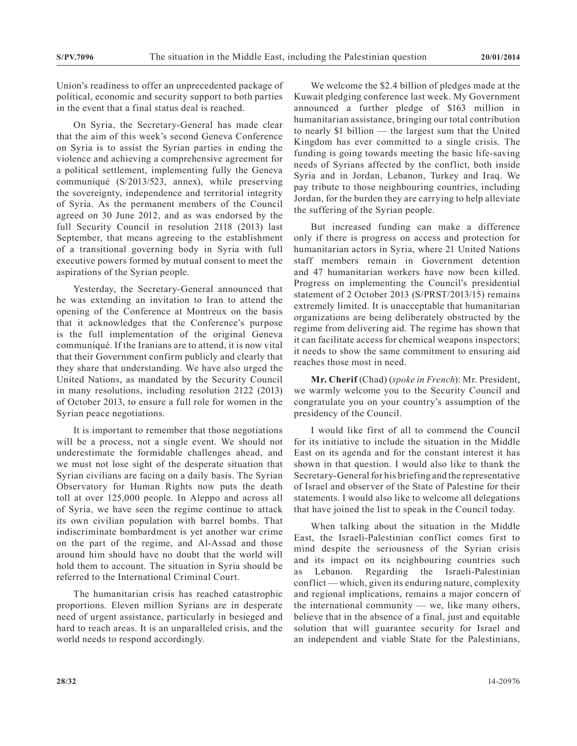Union's readiness to offer an unprecedented package of political, economic and security support to both parties in the event that a final status deal is reached.

On Syria, the Secretary-General has made clear that the aim of this week's second Geneva Conference on Syria is to assist the Syrian parties in ending the violence and achieving a comprehensive agreement for a political settlement, implementing fully the Geneva communiqué (S/2013/523, annex), while preserving the sovereignty, independence and territorial integrity of Syria. As the permanent members of the Council agreed on 30 June 2012, and as was endorsed by the full Security Council in resolution 2118 (2013) last September, that means agreeing to the establishment of a transitional governing body in Syria with full executive powers formed by mutual consent to meet the aspirations of the Syrian people.

Yesterday, the Secretary-General announced that he was extending an invitation to Iran to attend the opening of the Conference at Montreux on the basis that it acknowledges that the Conference's purpose is the full implementation of the original Geneva communiqué. If the Iranians are to attend, it is now vital that their Government confirm publicly and clearly that they share that understanding. We have also urged the United Nations, as mandated by the Security Council in many resolutions, including resolution 2122 (2013) of October 2013, to ensure a full role for women in the Syrian peace negotiations.

It is important to remember that those negotiations will be a process, not a single event. We should not underestimate the formidable challenges ahead, and we must not lose sight of the desperate situation that Syrian civilians are facing on a daily basis. The Syrian Observatory for Human Rights now puts the death toll at over 125,000 people. In Aleppo and across all of Syria, we have seen the regime continue to attack its own civilian population with barrel bombs. That indiscriminate bombardment is yet another war crime on the part of the regime, and Al-Assad and those around him should have no doubt that the world will hold them to account. The situation in Syria should be referred to the International Criminal Court.

The humanitarian crisis has reached catastrophic proportions. Eleven million Syrians are in desperate need of urgent assistance, particularly in besieged and hard to reach areas. It is an unparalleled crisis, and the world needs to respond accordingly.

We welcome the $2.4 billion of pledges made at the Kuwait pledging conference last week. My Government announced a further pledge of $163 million in humanitarian assistance, bringing our total contribution to nearly $1 billion — the largest sum that the United Kingdom has ever committed to a single crisis. The funding is going towards meeting the basic life-saving needs of Syrians affected by the conflict, both inside Syria and in Jordan, Lebanon, Turkey and Iraq. We pay tribute to those neighbouring countries, including Jordan, for the burden they are carrying to help alleviate the suffering of the Syrian people.

But increased funding can make a difference only if there is progress on access and protection for humanitarian actors in Syria, where 21 United Nations staff members remain in Government detention and 47 humanitarian workers have now been killed. Progress on implementing the Council's presidential statement of 2 October 2013 (S/PRST/2013/15) remains extremely limited. It is unacceptable that humanitarian organizations are being deliberately obstructed by the regime from delivering aid. The regime has shown that it can facilitate access for chemical weapons inspectors; it needs to show the same commitment to ensuring aid reaches those most in need.

**Mr. Cherif** (Chad) (*spoke in French*): Mr. President, we warmly welcome you to the Security Council and congratulate you on your country's assumption of the presidency of the Council.

I would like first of all to commend the Council for its initiative to include the situation in the Middle East on its agenda and for the constant interest it has shown in that question. I would also like to thank the Secretary-General for his briefing and the representative of Israel and observer of the State of Palestine for their statements. I would also like to welcome all delegations that have joined the list to speak in the Council today.

When talking about the situation in the Middle East, the Israeli-Palestinian conflict comes first to mind despite the seriousness of the Syrian crisis and its impact on its neighbouring countries such as Lebanon. Regarding the Israeli-Palestinian conflict — which, given its enduring nature, complexity and regional implications, remains a major concern of the international community — we, like many others, believe that in the absence of a final, just and equitable solution that will guarantee security for Israel and an independent and viable State for the Palestinians,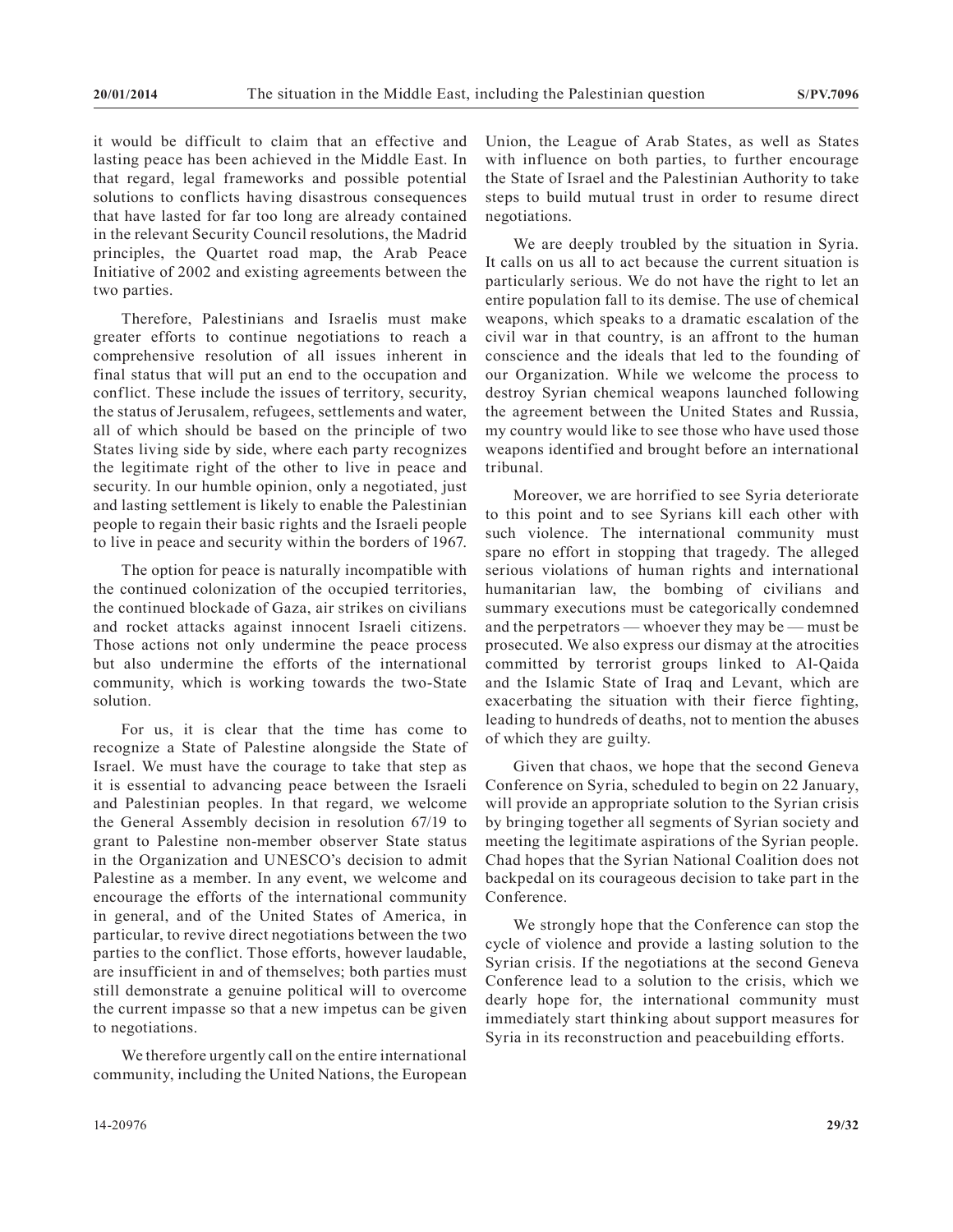it would be difficult to claim that an effective and lasting peace has been achieved in the Middle East. In that regard, legal frameworks and possible potential solutions to conflicts having disastrous consequences that have lasted for far too long are already contained in the relevant Security Council resolutions, the Madrid principles, the Quartet road map, the Arab Peace Initiative of 2002 and existing agreements between the two parties.

Therefore, Palestinians and Israelis must make greater efforts to continue negotiations to reach a comprehensive resolution of all issues inherent in final status that will put an end to the occupation and conflict. These include the issues of territory, security, the status of Jerusalem, refugees, settlements and water, all of which should be based on the principle of two States living side by side, where each party recognizes the legitimate right of the other to live in peace and security. In our humble opinion, only a negotiated, just and lasting settlement is likely to enable the Palestinian people to regain their basic rights and the Israeli people to live in peace and security within the borders of 1967.

The option for peace is naturally incompatible with the continued colonization of the occupied territories, the continued blockade of Gaza, air strikes on civilians and rocket attacks against innocent Israeli citizens. Those actions not only undermine the peace process but also undermine the efforts of the international community, which is working towards the two-State solution.

For us, it is clear that the time has come to recognize a State of Palestine alongside the State of Israel. We must have the courage to take that step as it is essential to advancing peace between the Israeli and Palestinian peoples. In that regard, we welcome the General Assembly decision in resolution 67/19 to grant to Palestine non-member observer State status in the Organization and UNESCO's decision to admit Palestine as a member. In any event, we welcome and encourage the efforts of the international community in general, and of the United States of America, in particular, to revive direct negotiations between the two parties to the conflict. Those efforts, however laudable, are insufficient in and of themselves; both parties must still demonstrate a genuine political will to overcome the current impasse so that a new impetus can be given to negotiations.

We therefore urgently call on the entire international community, including the United Nations, the European Union, the League of Arab States, as well as States with influence on both parties, to further encourage the State of Israel and the Palestinian Authority to take steps to build mutual trust in order to resume direct negotiations.

We are deeply troubled by the situation in Syria. It calls on us all to act because the current situation is particularly serious. We do not have the right to let an entire population fall to its demise. The use of chemical weapons, which speaks to a dramatic escalation of the civil war in that country, is an affront to the human conscience and the ideals that led to the founding of our Organization. While we welcome the process to destroy Syrian chemical weapons launched following the agreement between the United States and Russia, my country would like to see those who have used those weapons identified and brought before an international tribunal.

Moreover, we are horrified to see Syria deteriorate to this point and to see Syrians kill each other with such violence. The international community must spare no effort in stopping that tragedy. The alleged serious violations of human rights and international humanitarian law, the bombing of civilians and summary executions must be categorically condemned and the perpetrators — whoever they may be — must be prosecuted. We also express our dismay at the atrocities committed by terrorist groups linked to Al-Qaida and the Islamic State of Iraq and Levant, which are exacerbating the situation with their fierce fighting, leading to hundreds of deaths, not to mention the abuses of which they are guilty.

Given that chaos, we hope that the second Geneva Conference on Syria, scheduled to begin on 22 January, will provide an appropriate solution to the Syrian crisis by bringing together all segments of Syrian society and meeting the legitimate aspirations of the Syrian people. Chad hopes that the Syrian National Coalition does not backpedal on its courageous decision to take part in the Conference.

We strongly hope that the Conference can stop the cycle of violence and provide a lasting solution to the Syrian crisis. If the negotiations at the second Geneva Conference lead to a solution to the crisis, which we dearly hope for, the international community must immediately start thinking about support measures for Syria in its reconstruction and peacebuilding efforts.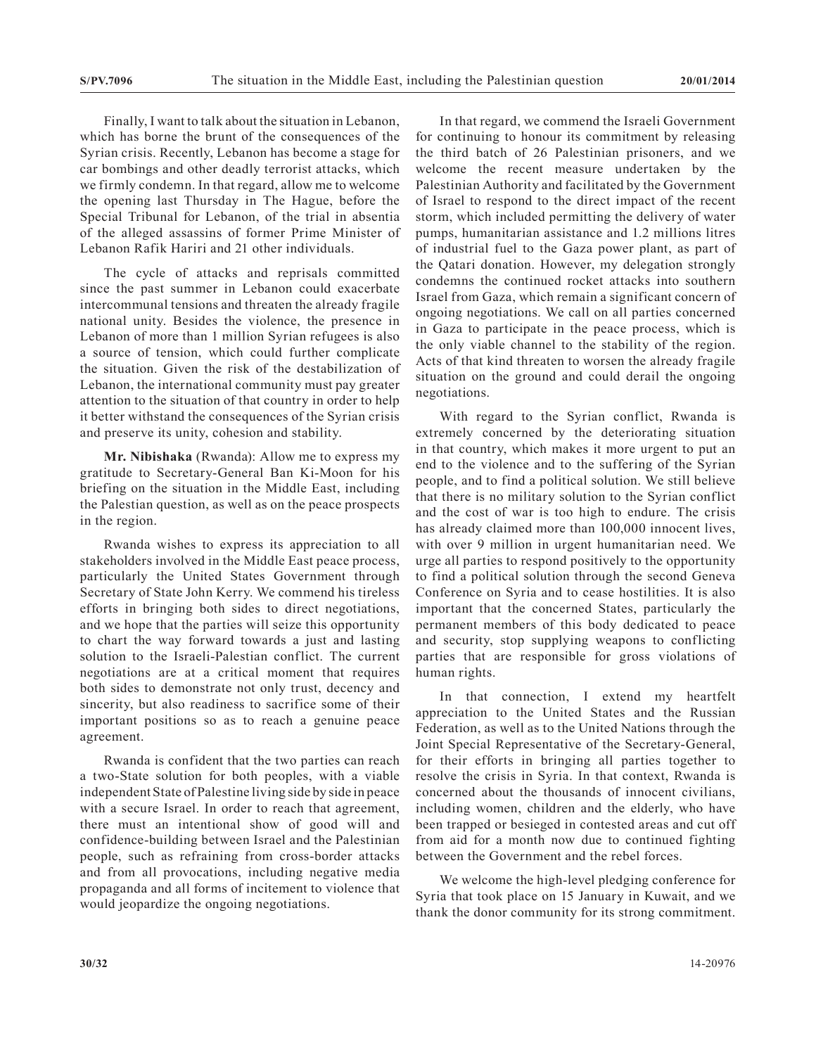Finally, I want to talk about the situation in Lebanon, which has borne the brunt of the consequences of the Syrian crisis. Recently, Lebanon has become a stage for car bombings and other deadly terrorist attacks, which we firmly condemn. In that regard, allow me to welcome the opening last Thursday in The Hague, before the Special Tribunal for Lebanon, of the trial in absentia of the alleged assassins of former Prime Minister of Lebanon Rafik Hariri and 21 other individuals.

The cycle of attacks and reprisals committed since the past summer in Lebanon could exacerbate intercommunal tensions and threaten the already fragile national unity. Besides the violence, the presence in Lebanon of more than 1 million Syrian refugees is also a source of tension, which could further complicate the situation. Given the risk of the destabilization of Lebanon, the international community must pay greater attention to the situation of that country in order to help it better withstand the consequences of the Syrian crisis and preserve its unity, cohesion and stability.

**Mr. Nibishaka** (Rwanda): Allow me to express my gratitude to Secretary-General Ban Ki-Moon for his briefing on the situation in the Middle East, including the Palestinian question, as well as on the peace prospects in the region.

Rwanda wishes to express its appreciation to all stakeholders involved in the Middle East peace process, particularly the United States Government through Secretary of State John Kerry. We commend his tireless efforts in bringing both sides to direct negotiations, and we hope that the parties will seize this opportunity to chart the way forward towards a just and lasting solution to the Israeli-Palestinian conflict. The current negotiations are at a critical moment that requires both sides to demonstrate not only trust, decency and sincerity, but also readiness to sacrifice some of their important positions so as to reach a genuine peace agreement.

Rwanda is confident that the two parties can reach a two-State solution for both peoples, with a viable independent State of Palestine living side by side in peace with a secure Israel. In order to reach that agreement, there must an intentional show of good will and confidence-building between Israel and the Palestinian people, such as refraining from cross-border attacks and from all provocations, including negative media propaganda and all forms of incitement to violence that would jeopardize the ongoing negotiations.

In that regard, we commend the Israeli Government for continuing to honour its commitment by releasing the third batch of 26 Palestinian prisoners, and we welcome the recent measure undertaken by the Palestinian Authority and facilitated by the Government of Israel to respond to the direct impact of the recent storm, which included permitting the delivery of water pumps, humanitarian assistance and 1.2 millions litres of industrial fuel to the Gaza power plant, as part of the Qatari donation. However, my delegation strongly condemns the continued rocket attacks into southern Israel from Gaza, which remain a significant concern of ongoing negotiations. We call on all parties concerned in Gaza to participate in the peace process, which is the only viable channel to the stability of the region. Acts of that kind threaten to worsen the already fragile situation on the ground and could derail the ongoing negotiations.

With regard to the Syrian conflict, Rwanda is extremely concerned by the deteriorating situation in that country, which makes it more urgent to put an end to the violence and to the suffering of the Syrian people, and to find a political solution. We still believe that there is no military solution to the Syrian conflict and the cost of war is too high to endure. The crisis has already claimed more than 100,000 innocent lives, with over 9 million in urgent humanitarian need. We urge all parties to respond positively to the opportunity to find a political solution through the second Geneva Conference on Syria and to cease hostilities. It is also important that the concerned States, particularly the permanent members of this body dedicated to peace and security, stop supplying weapons to conflicting parties that are responsible for gross violations of human rights.

In that connection, I extend my heartfelt appreciation to the United States and the Russian Federation, as well as to the United Nations through the Joint Special Representative of the Secretary-General, for their efforts in bringing all parties together to resolve the crisis in Syria. In that context, Rwanda is concerned about the thousands of innocent civilians, including women, children and the elderly, who have been trapped or besieged in contested areas and cut off from aid for a month now due to continued fighting between the Government and the rebel forces.

We welcome the high-level pledging conference for Syria that took place on 15 January in Kuwait, and we thank the donor community for its strong commitment.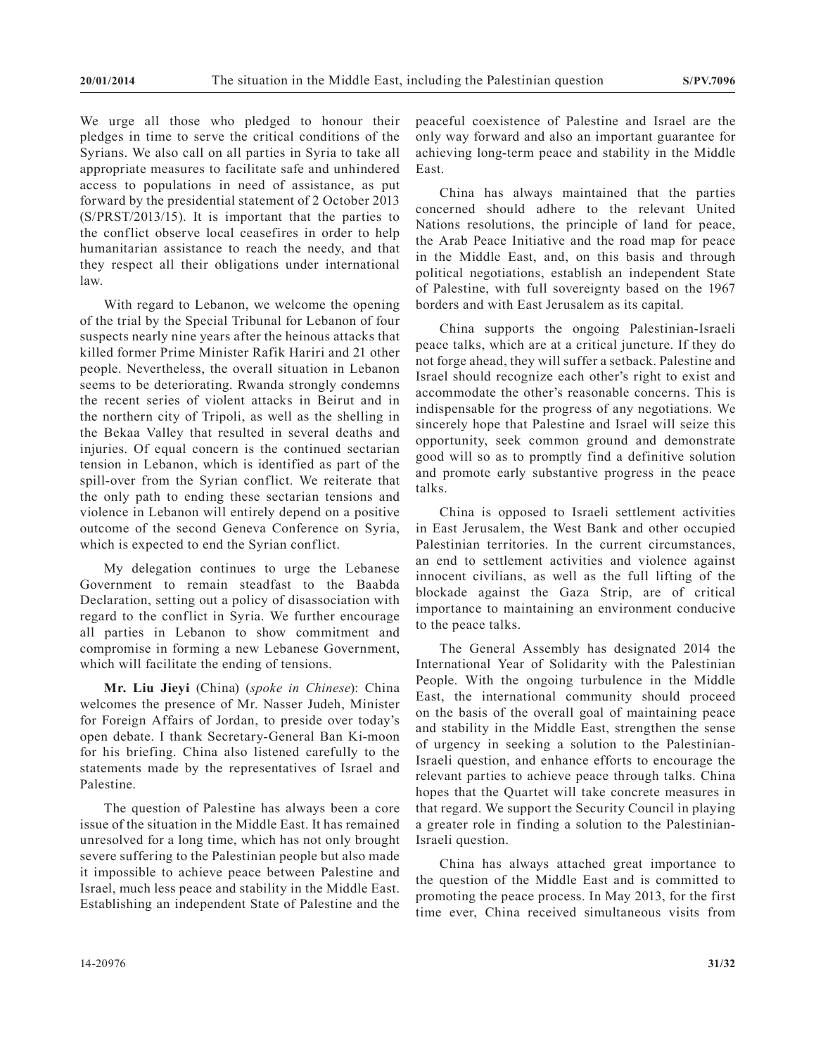We urge all those who pledged to honour their pledges in time to serve the critical conditions of the Syrians. We also call on all parties in Syria to take all appropriate measures to facilitate safe and unhindered access to populations in need of assistance, as put forward by the presidential statement of 2 October 2013 (S/PRST/2013/15). It is important that the parties to the conflict observe local ceasefires in order to help humanitarian assistance to reach the needy, and that they respect all their obligations under international law.

With regard to Lebanon, we welcome the opening of the trial by the Special Tribunal for Lebanon of four suspects nearly nine years after the heinous attacks that killed former Prime Minister Rafik Hariri and 21 other people. Nevertheless, the overall situation in Lebanon seems to be deteriorating. Rwanda strongly condemns the recent series of violent attacks in Beirut and in the northern city of Tripoli, as well as the shelling in the Bekaa Valley that resulted in several deaths and injuries. Of equal concern is the continued sectarian tension in Lebanon, which is identified as part of the spill-over from the Syrian conflict. We reiterate that the only path to ending these sectarian tensions and violence in Lebanon will entirely depend on a positive outcome of the second Geneva Conference on Syria, which is expected to end the Syrian conflict.

My delegation continues to urge the Lebanese Government to remain steadfast to the Baabda Declaration, setting out a policy of disassociation with regard to the conflict in Syria. We further encourage all parties in Lebanon to show commitment and compromise in forming a new Lebanese Government, which will facilitate the ending of tensions.

**Mr. Liu Jieyi** (China) (*spoke in Chinese*): China welcomes the presence of Mr. Nasser Judeh, Minister for Foreign Affairs of Jordan, to preside over today's open debate. I thank Secretary-General Ban Ki-moon for his briefing. China also listened carefully to the statements made by the representatives of Israel and Palestine.

The question of Palestine has always been a core issue of the situation in the Middle East. It has remained unresolved for a long time, which has not only brought severe suffering to the Palestinian people but also made it impossible to achieve peace between Palestine and Israel, much less peace and stability in the Middle East. Establishing an independent State of Palestine and the peaceful coexistence of Palestine and Israel are the only way forward and also an important guarantee for achieving long-term peace and stability in the Middle East.

China has always maintained that the parties concerned should adhere to the relevant United Nations resolutions, the principle of land for peace, the Arab Peace Initiative and the road map for peace in the Middle East, and, on this basis and through political negotiations, establish an independent State of Palestine, with full sovereignty based on the 1967 borders and with East Jerusalem as its capital.

China supports the ongoing Palestinian-Israeli peace talks, which are at a critical juncture. If they do not forge ahead, they will suffer a setback. Palestine and Israel should recognize each other's right to exist and accommodate the other's reasonable concerns. This is indispensable for the progress of any negotiations. We sincerely hope that Palestine and Israel will seize this opportunity, seek common ground and demonstrate good will so as to promptly find a definitive solution and promote early substantive progress in the peace talks.

China is opposed to Israeli settlement activities in East Jerusalem, the West Bank and other occupied Palestinian territories. In the current circumstances, an end to settlement activities and violence against innocent civilians, as well as the full lifting of the blockade against the Gaza Strip, are of critical importance to maintaining an environment conducive to the peace talks.

The General Assembly has designated 2014 the International Year of Solidarity with the Palestinian People. With the ongoing turbulence in the Middle East, the international community should proceed on the basis of the overall goal of maintaining peace and stability in the Middle East, strengthen the sense of urgency in seeking a solution to the Palestinian-Israeli question, and enhance efforts to encourage the relevant parties to achieve peace through talks. China hopes that the Quartet will take concrete measures in that regard. We support the Security Council in playing a greater role in finding a solution to the Palestinian-Israeli question.

China has always attached great importance to the question of the Middle East and is committed to promoting the peace process. In May 2013, for the first time ever, China received simultaneous visits from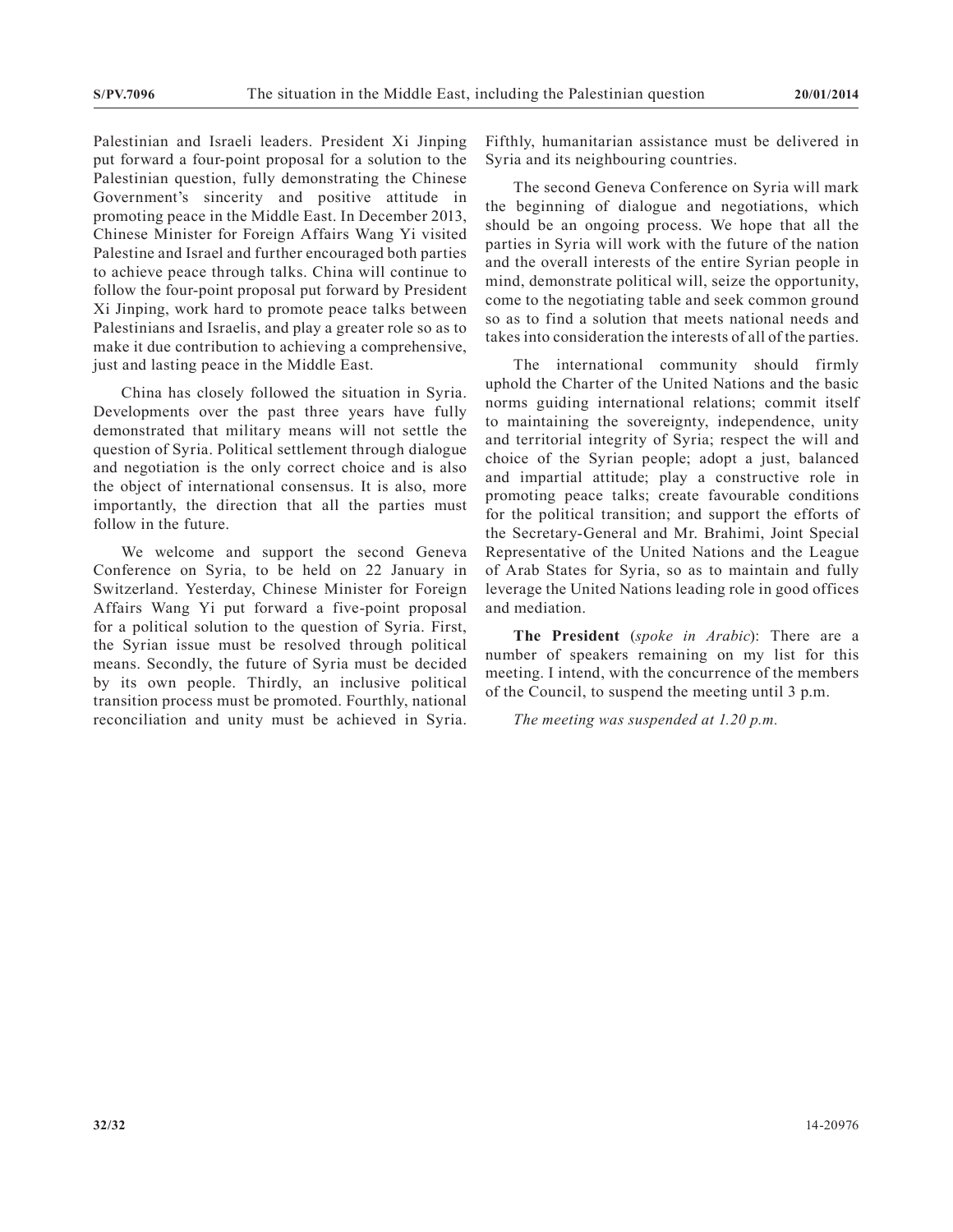Palestinian and Israeli leaders. President Xi Jinping put forward a four-point proposal for a solution to the Palestinian question, fully demonstrating the Chinese Government's sincerity and positive attitude in promoting peace in the Middle East. In December 2013, Chinese Minister for Foreign Affairs Wang Yi visited Palestine and Israel and further encouraged both parties to achieve peace through talks. China will continue to follow the four-point proposal put forward by President Xi Jinping, work hard to promote peace talks between Palestinians and Israelis, and play a greater role so as to make it due contribution to achieving a comprehensive, just and lasting peace in the Middle East.

China has closely followed the situation in Syria. Developments over the past three years have fully demonstrated that military means will not settle the question of Syria. Political settlement through dialogue and negotiation is the only correct choice and is also the object of international consensus. It is also, more importantly, the direction that all the parties must follow in the future.

We welcome and support the second Geneva Conference on Syria, to be held on 22 January in Switzerland. Yesterday, Chinese Minister for Foreign Affairs Wang Yi put forward a five-point proposal for a political solution to the question of Syria. First, the Syrian issue must be resolved through political means. Secondly, the future of Syria must be decided by its own people. Thirdly, an inclusive political transition process must be promoted. Fourthly, national reconciliation and unity must be achieved in Syria. Fifthly, humanitarian assistance must be delivered in Syria and its neighbouring countries.

The second Geneva Conference on Syria will mark the beginning of dialogue and negotiations, which should be an ongoing process. We hope that all the parties in Syria will work with the future of the nation and the overall interests of the entire Syrian people in mind, demonstrate political will, seize the opportunity, come to the negotiating table and seek common ground so as to find a solution that meets national needs and takes into consideration the interests of all of the parties.

The international community should firmly uphold the Charter of the United Nations and the basic norms guiding international relations; commit itself to maintaining the sovereignty, independence, unity and territorial integrity of Syria; respect the will and choice of the Syrian people; adopt a just, balanced and impartial attitude; play a constructive role in promoting peace talks; create favourable conditions for the political transition; and support the efforts of the Secretary-General and Mr. Brahimi, Joint Special Representative of the United Nations and the League of Arab States for Syria, so as to maintain and fully leverage the United Nations leading role in good offices and mediation.

**The President** (*spoke in Arabic*): There are a number of speakers remaining on my list for this meeting. I intend, with the concurrence of the members of the Council, to suspend the meeting until 3 p.m.

*The meeting was suspended at 1.20 p.m.*